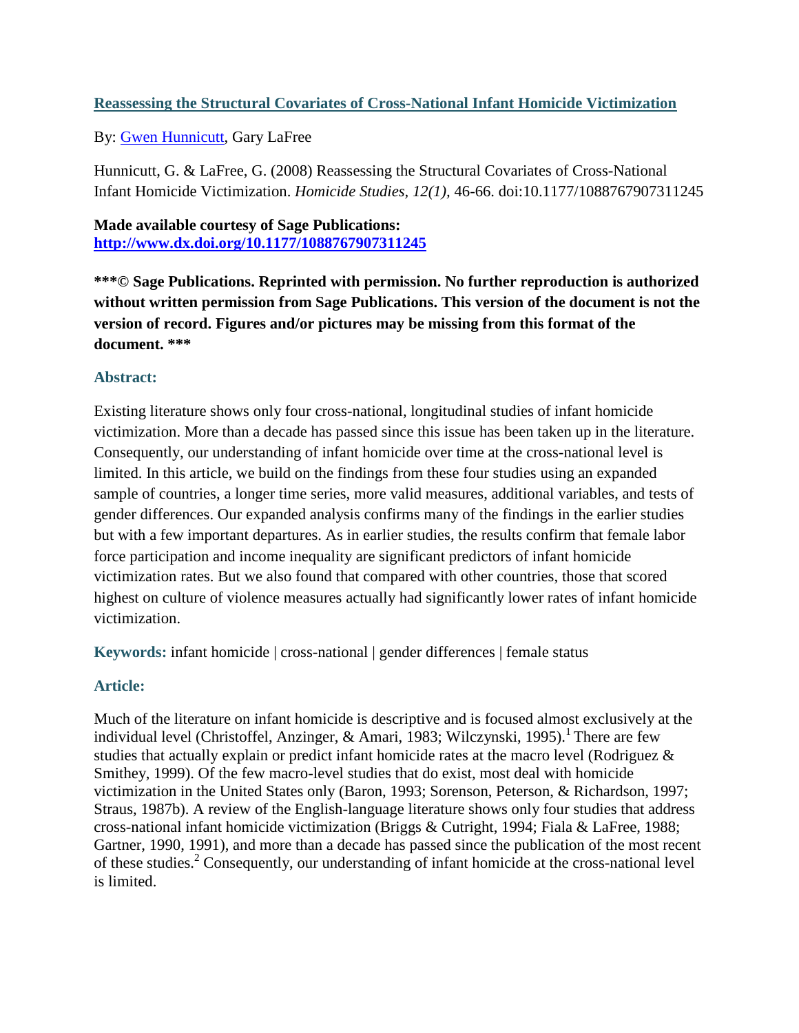# [Reassessing the Structural Covariates of Cross-National Infant Homicide Victimization](#)

By: [Gwen Hunnicutt](#), Gary LaFree

Hunnicutt, G. & LaFree, G. (2008) Reassessing the Structural Covariates of Cross-National Infant Homicide Victimization. *Homicide Studies, 12(1),* 46-66. doi:10.1177/1088767907311245

**Made available courtesy of Sage Publications:**
**[http://www.dx.doi.org/10.1177/1088767907311245](http://www.dx.doi.org/10.1177/1088767907311245)**

*****© Sage Publications. Reprinted with permission. No further reproduction is authorized without written permission from Sage Publications. This version of the document is not the version of record. Figures and/or pictures may be missing from this format of the document. *****

## Abstract:

Existing literature shows only four cross-national, longitudinal studies of infant homicide victimization. More than a decade has passed since this issue has been taken up in the literature. Consequently, our understanding of infant homicide over time at the cross-national level is limited. In this article, we build on the findings from these four studies using an expanded sample of countries, a longer time series, more valid measures, additional variables, and tests of gender differences. Our expanded analysis confirms many of the findings in the earlier studies but with a few important departures. As in earlier studies, the results confirm that female labor force participation and income inequality are significant predictors of infant homicide victimization rates. But we also found that compared with other countries, those that scored highest on culture of violence measures actually had significantly lower rates of infant homicide victimization.

**Keywords:** infant homicide | cross-national | gender differences | female status

## Article:

Much of the literature on infant homicide is descriptive and is focused almost exclusively at the individual level (Christoffel, Anzinger, & Amari, 1983; Wilczynski, 1995).[1] There are few studies that actually explain or predict infant homicide rates at the macro level (Rodriguez & Smithey, 1999). Of the few macro-level studies that do exist, most deal with homicide victimization in the United States only (Baron, 1993; Sorenson, Peterson, & Richardson, 1997; Straus, 1987b). A review of the English-language literature shows only four studies that address cross-national infant homicide victimization (Briggs & Cutright, 1994; Fiala & LaFree, 1988; Gartner, 1990, 1991), and more than a decade has passed since the publication of the most recent of these studies.[2] Consequently, our understanding of infant homicide at the cross-national level is limited.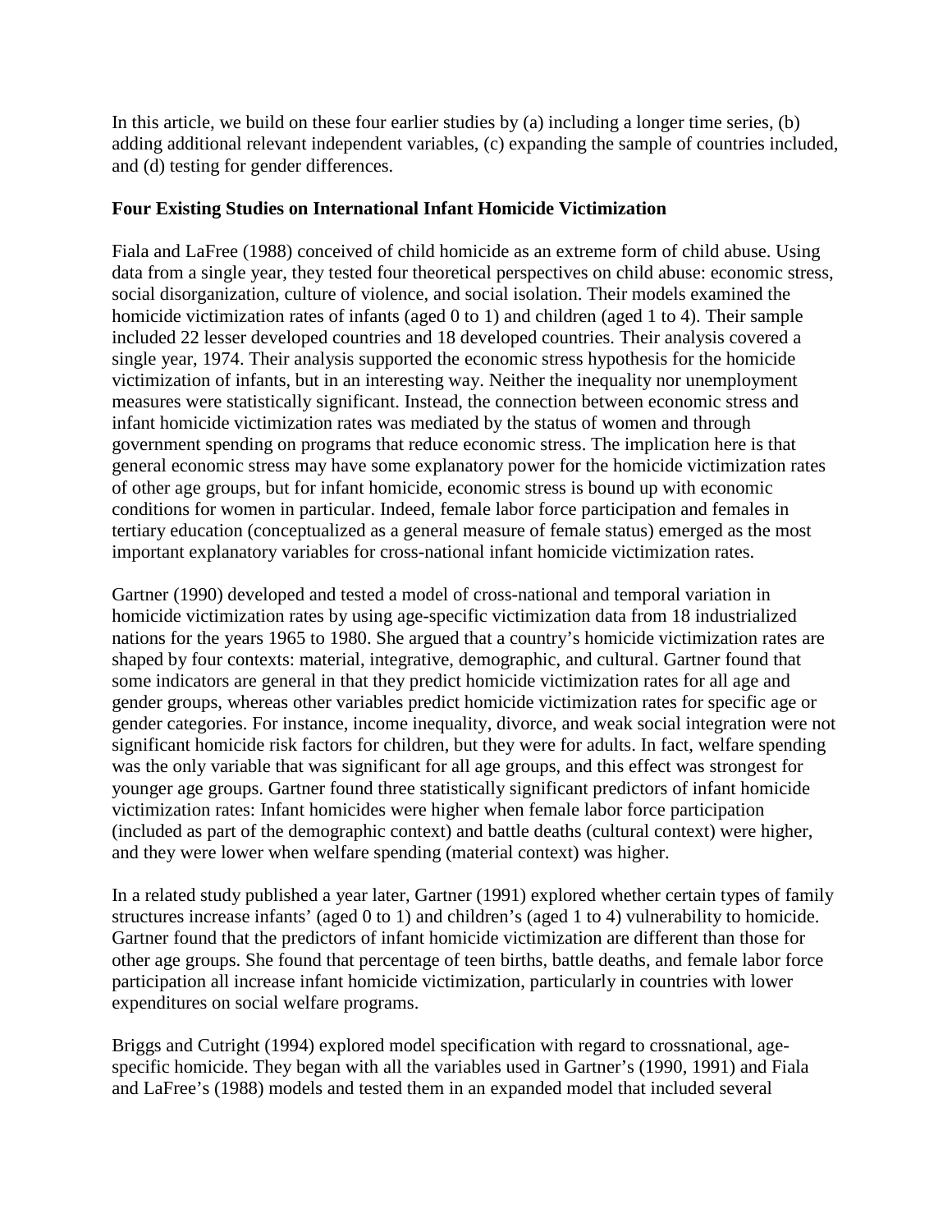In this article, we build on these four earlier studies by (a) including a longer time series, (b) adding additional relevant independent variables, (c) expanding the sample of countries included, and (d) testing for gender differences.

### Four Existing Studies on International Infant Homicide Victimization

Fiala and LaFree (1988) conceived of child homicide as an extreme form of child abuse. Using data from a single year, they tested four theoretical perspectives on child abuse: economic stress, social disorganization, culture of violence, and social isolation. Their models examined the homicide victimization rates of infants (aged 0 to 1) and children (aged 1 to 4). Their sample included 22 lesser developed countries and 18 developed countries. Their analysis covered a single year, 1974. Their analysis supported the economic stress hypothesis for the homicide victimization of infants, but in an interesting way. Neither the inequality nor unemployment measures were statistically significant. Instead, the connection between economic stress and infant homicide victimization rates was mediated by the status of women and through government spending on programs that reduce economic stress. The implication here is that general economic stress may have some explanatory power for the homicide victimization rates of other age groups, but for infant homicide, economic stress is bound up with economic conditions for women in particular. Indeed, female labor force participation and females in tertiary education (conceptualized as a general measure of female status) emerged as the most important explanatory variables for cross-national infant homicide victimization rates.

Gartner (1990) developed and tested a model of cross-national and temporal variation in homicide victimization rates by using age-specific victimization data from 18 industrialized nations for the years 1965 to 1980. She argued that a country's homicide victimization rates are shaped by four contexts: material, integrative, demographic, and cultural. Gartner found that some indicators are general in that they predict homicide victimization rates for all age and gender groups, whereas other variables predict homicide victimization rates for specific age or gender categories. For instance, income inequality, divorce, and weak social integration were not significant homicide risk factors for children, but they were for adults. In fact, welfare spending was the only variable that was significant for all age groups, and this effect was strongest for younger age groups. Gartner found three statistically significant predictors of infant homicide victimization rates: Infant homicides were higher when female labor force participation (included as part of the demographic context) and battle deaths (cultural context) were higher, and they were lower when welfare spending (material context) was higher.

In a related study published a year later, Gartner (1991) explored whether certain types of family structures increase infants' (aged 0 to 1) and children's (aged 1 to 4) vulnerability to homicide. Gartner found that the predictors of infant homicide victimization are different than those for other age groups. She found that percentage of teen births, battle deaths, and female labor force participation all increase infant homicide victimization, particularly in countries with lower expenditures on social welfare programs.

Briggs and Cutright (1994) explored model specification with regard to crossnational, age-specific homicide. They began with all the variables used in Gartner's (1990, 1991) and Fiala and LaFree's (1988) models and tested them in an expanded model that included several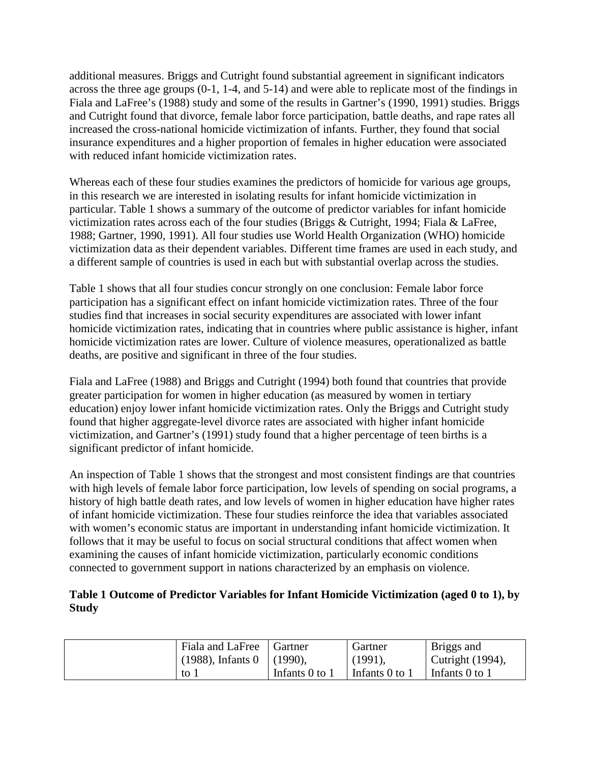additional measures. Briggs and Cutright found substantial agreement in significant indicators across the three age groups (0-1, 1-4, and 5-14) and were able to replicate most of the findings in Fiala and LaFree's (1988) study and some of the results in Gartner's (1990, 1991) studies. Briggs and Cutright found that divorce, female labor force participation, battle deaths, and rape rates all increased the cross-national homicide victimization of infants. Further, they found that social insurance expenditures and a higher proportion of females in higher education were associated with reduced infant homicide victimization rates.

Whereas each of these four studies examines the predictors of homicide for various age groups, in this research we are interested in isolating results for infant homicide victimization in particular. Table 1 shows a summary of the outcome of predictor variables for infant homicide victimization rates across each of the four studies (Briggs & Cutright, 1994; Fiala & LaFree, 1988; Gartner, 1990, 1991). All four studies use World Health Organization (WHO) homicide victimization data as their dependent variables. Different time frames are used in each study, and a different sample of countries is used in each but with substantial overlap across the studies.

Table 1 shows that all four studies concur strongly on one conclusion: Female labor force participation has a significant effect on infant homicide victimization rates. Three of the four studies find that increases in social security expenditures are associated with lower infant homicide victimization rates, indicating that in countries where public assistance is higher, infant homicide victimization rates are lower. Culture of violence measures, operationalized as battle deaths, are positive and significant in three of the four studies.

Fiala and LaFree (1988) and Briggs and Cutright (1994) both found that countries that provide greater participation for women in higher education (as measured by women in tertiary education) enjoy lower infant homicide victimization rates. Only the Briggs and Cutright study found that higher aggregate-level divorce rates are associated with higher infant homicide victimization, and Gartner's (1991) study found that a higher percentage of teen births is a significant predictor of infant homicide.

An inspection of Table 1 shows that the strongest and most consistent findings are that countries with high levels of female labor force participation, low levels of spending on social programs, a history of high battle death rates, and low levels of women in higher education have higher rates of infant homicide victimization. These four studies reinforce the idea that variables associated with women's economic status are important in understanding infant homicide victimization. It follows that it may be useful to focus on social structural conditions that affect women when examining the causes of infant homicide victimization, particularly economic conditions connected to government support in nations characterized by an emphasis on violence.

**Table 1 Outcome of Predictor Variables for Infant Homicide Victimization (aged 0 to 1), by Study**

| | Fiala and LaFree (1988), Infants 0 to 1 | Gartner (1990), Infants 0 to 1 | Gartner (1991), Infants 0 to 1 | Briggs and Cutright (1994), Infants 0 to 1 |
|---|---|---|---|---|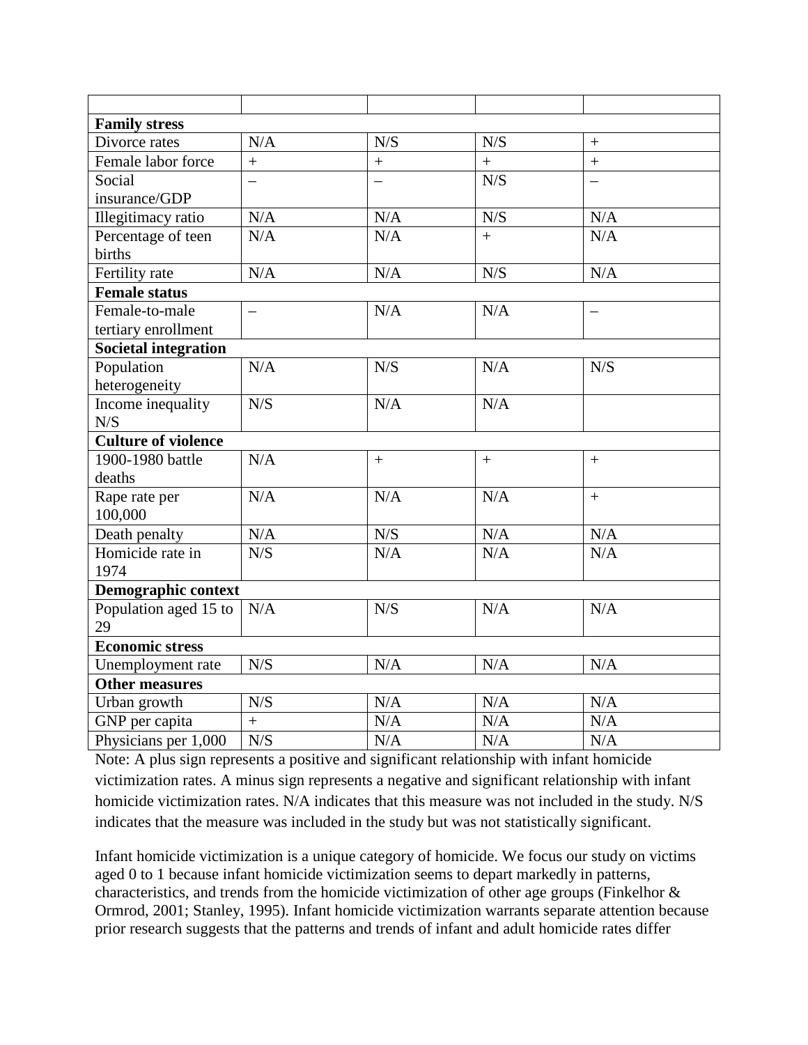| | | | | |
|---|---|---|---|---|
| **Family stress** | | | | |
| Divorce rates | N/A | N/S | N/S | + |
| Female labor force | + | + | + | + |
| Social insurance/GDP | – | – | N/S | – |
| Illegitimacy ratio | N/A | N/A | N/S | N/A |
| Percentage of teen births | N/A | N/A | + | N/A |
| Fertility rate | N/A | N/A | N/S | N/A |
| **Female status** | | | | |
| Female-to-male tertiary enrollment | – | N/A | N/A | – |
| **Societal integration** | | | | |
| Population heterogeneity | N/A | N/S | N/A | N/S |
| Income inequality N/S | N/S | N/A | N/A | |
| **Culture of violence** | | | | |
| 1900-1980 battle deaths | N/A | + | + | + |
| Rape rate per 100,000 | N/A | N/A | N/A | + |
| Death penalty | N/A | N/S | N/A | N/A |
| Homicide rate in 1974 | N/S | N/A | N/A | N/A |
| **Demographic context** | | | | |
| Population aged 15 to 29 | N/A | N/S | N/A | N/A |
| **Economic stress** | | | | |
| Unemployment rate | N/S | N/A | N/A | N/A |
| **Other measures** | | | | |
| Urban growth | N/S | N/A | N/A | N/A |
| GNP per capita | + | N/A | N/A | N/A |
| Physicians per 1,000 | N/S | N/A | N/A | N/A |

Note: A plus sign represents a positive and significant relationship with infant homicide victimization rates. A minus sign represents a negative and significant relationship with infant homicide victimization rates. N/A indicates that this measure was not included in the study. N/S indicates that the measure was included in the study but was not statistically significant.

Infant homicide victimization is a unique category of homicide. We focus our study on victims aged 0 to 1 because infant homicide victimization seems to depart markedly in patterns, characteristics, and trends from the homicide victimization of other age groups (Finkelhor & Ormrod, 2001; Stanley, 1995). Infant homicide victimization warrants separate attention because prior research suggests that the patterns and trends of infant and adult homicide rates differ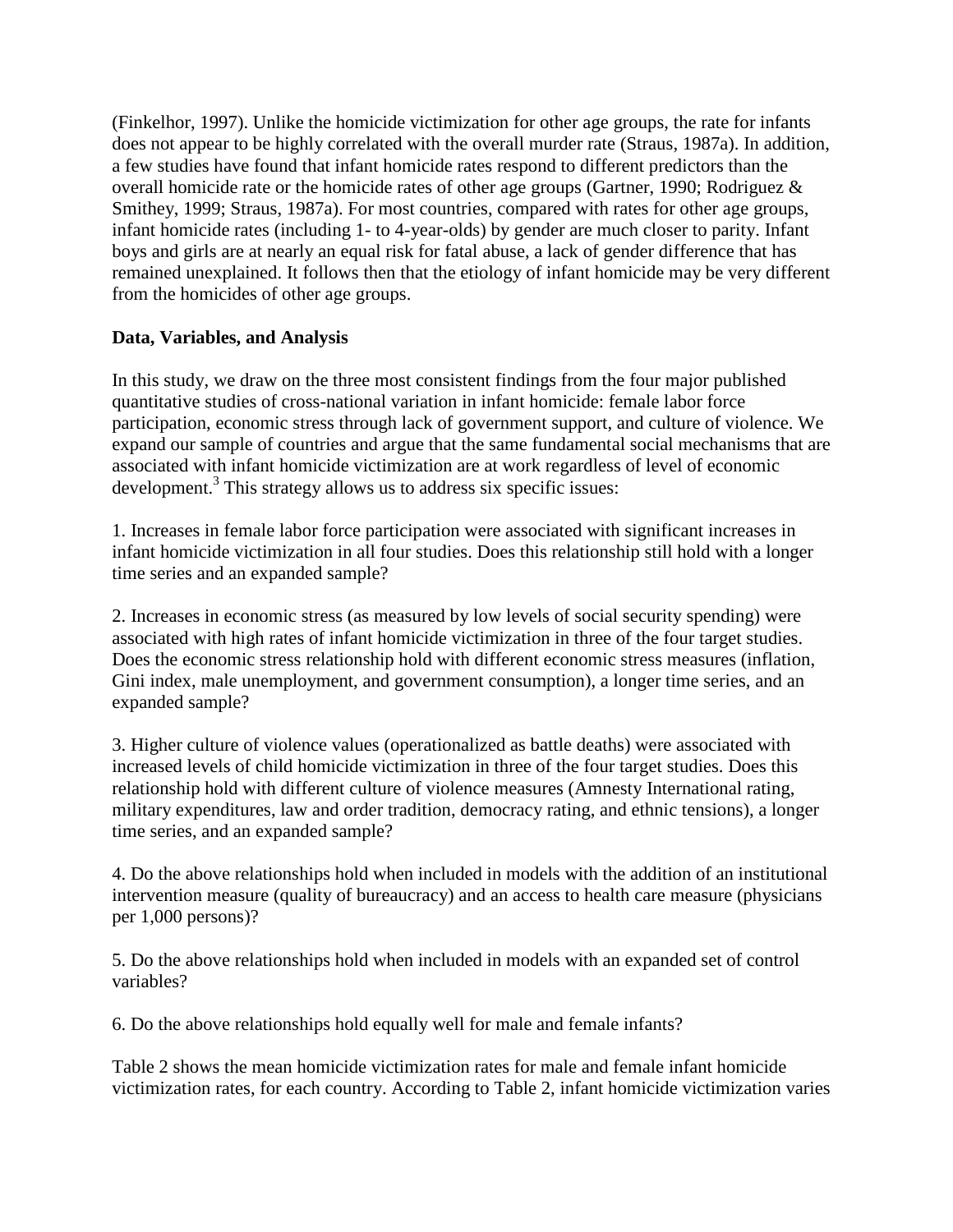(Finkelhor, 1997). Unlike the homicide victimization for other age groups, the rate for infants does not appear to be highly correlated with the overall murder rate (Straus, 1987a). In addition, a few studies have found that infant homicide rates respond to different predictors than the overall homicide rate or the homicide rates of other age groups (Gartner, 1990; Rodriguez & Smithey, 1999; Straus, 1987a). For most countries, compared with rates for other age groups, infant homicide rates (including 1- to 4-year-olds) by gender are much closer to parity. Infant boys and girls are at nearly an equal risk for fatal abuse, a lack of gender difference that has remained unexplained. It follows then that the etiology of infant homicide may be very different from the homicides of other age groups.

**Data, Variables, and Analysis**

In this study, we draw on the three most consistent findings from the four major published quantitative studies of cross-national variation in infant homicide: female labor force participation, economic stress through lack of government support, and culture of violence. We expand our sample of countries and argue that the same fundamental social mechanisms that are associated with infant homicide victimization are at work regardless of level of economic development.[3] This strategy allows us to address six specific issues:

1. Increases in female labor force participation were associated with significant increases in infant homicide victimization in all four studies. Does this relationship still hold with a longer time series and an expanded sample?

2. Increases in economic stress (as measured by low levels of social security spending) were associated with high rates of infant homicide victimization in three of the four target studies. Does the economic stress relationship hold with different economic stress measures (inflation, Gini index, male unemployment, and government consumption), a longer time series, and an expanded sample?

3. Higher culture of violence values (operationalized as battle deaths) were associated with increased levels of child homicide victimization in three of the four target studies. Does this relationship hold with different culture of violence measures (Amnesty International rating, military expenditures, law and order tradition, democracy rating, and ethnic tensions), a longer time series, and an expanded sample?

4. Do the above relationships hold when included in models with the addition of an institutional intervention measure (quality of bureaucracy) and an access to health care measure (physicians per 1,000 persons)?

5. Do the above relationships hold when included in models with an expanded set of control variables?

6. Do the above relationships hold equally well for male and female infants?

Table 2 shows the mean homicide victimization rates for male and female infant homicide victimization rates, for each country. According to Table 2, infant homicide victimization varies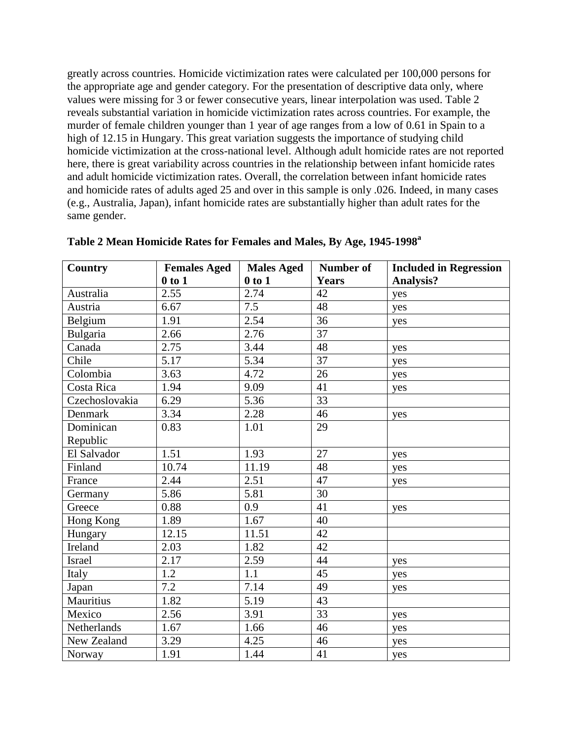greatly across countries. Homicide victimization rates were calculated per 100,000 persons for the appropriate age and gender category. For the presentation of descriptive data only, where values were missing for 3 or fewer consecutive years, linear interpolation was used. Table 2 reveals substantial variation in homicide victimization rates across countries. For example, the murder of female children younger than 1 year of age ranges from a low of 0.61 in Spain to a high of 12.15 in Hungary. This great variation suggests the importance of studying child homicide victimization at the cross-national level. Although adult homicide rates are not reported here, there is great variability across countries in the relationship between infant homicide rates and adult homicide victimization rates. Overall, the correlation between infant homicide rates and homicide rates of adults aged 25 and over in this sample is only .026. Indeed, in many cases (e.g., Australia, Japan), infant homicide rates are substantially higher than adult rates for the same gender.

**Table 2 Mean Homicide Rates for Females and Males, By Age, 1945-1998[a]**

| Country | Females Aged 0 to 1 | Males Aged 0 to 1 | Number of Years | Included in Regression Analysis? |
|---|---|---|---|---|
| Australia | 2.55 | 2.74 | 42 | yes |
| Austria | 6.67 | 7.5 | 48 | yes |
| Belgium | 1.91 | 2.54 | 36 | yes |
| Bulgaria | 2.66 | 2.76 | 37 | |
| Canada | 2.75 | 3.44 | 48 | yes |
| Chile | 5.17 | 5.34 | 37 | yes |
| Colombia | 3.63 | 4.72 | 26 | yes |
| Costa Rica | 1.94 | 9.09 | 41 | yes |
| Czechoslovakia | 6.29 | 5.36 | 33 | |
| Denmark | 3.34 | 2.28 | 46 | yes |
| Dominican Republic | 0.83 | 1.01 | 29 | |
| El Salvador | 1.51 | 1.93 | 27 | yes |
| Finland | 10.74 | 11.19 | 48 | yes |
| France | 2.44 | 2.51 | 47 | yes |
| Germany | 5.86 | 5.81 | 30 | |
| Greece | 0.88 | 0.9 | 41 | yes |
| Hong Kong | 1.89 | 1.67 | 40 | |
| Hungary | 12.15 | 11.51 | 42 | |
| Ireland | 2.03 | 1.82 | 42 | |
| Israel | 2.17 | 2.59 | 44 | yes |
| Italy | 1.2 | 1.1 | 45 | yes |
| Japan | 7.2 | 7.14 | 49 | yes |
| Mauritius | 1.82 | 5.19 | 43 | |
| Mexico | 2.56 | 3.91 | 33 | yes |
| Netherlands | 1.67 | 1.66 | 46 | yes |
| New Zealand | 3.29 | 4.25 | 46 | yes |
| Norway | 1.91 | 1.44 | 41 | yes |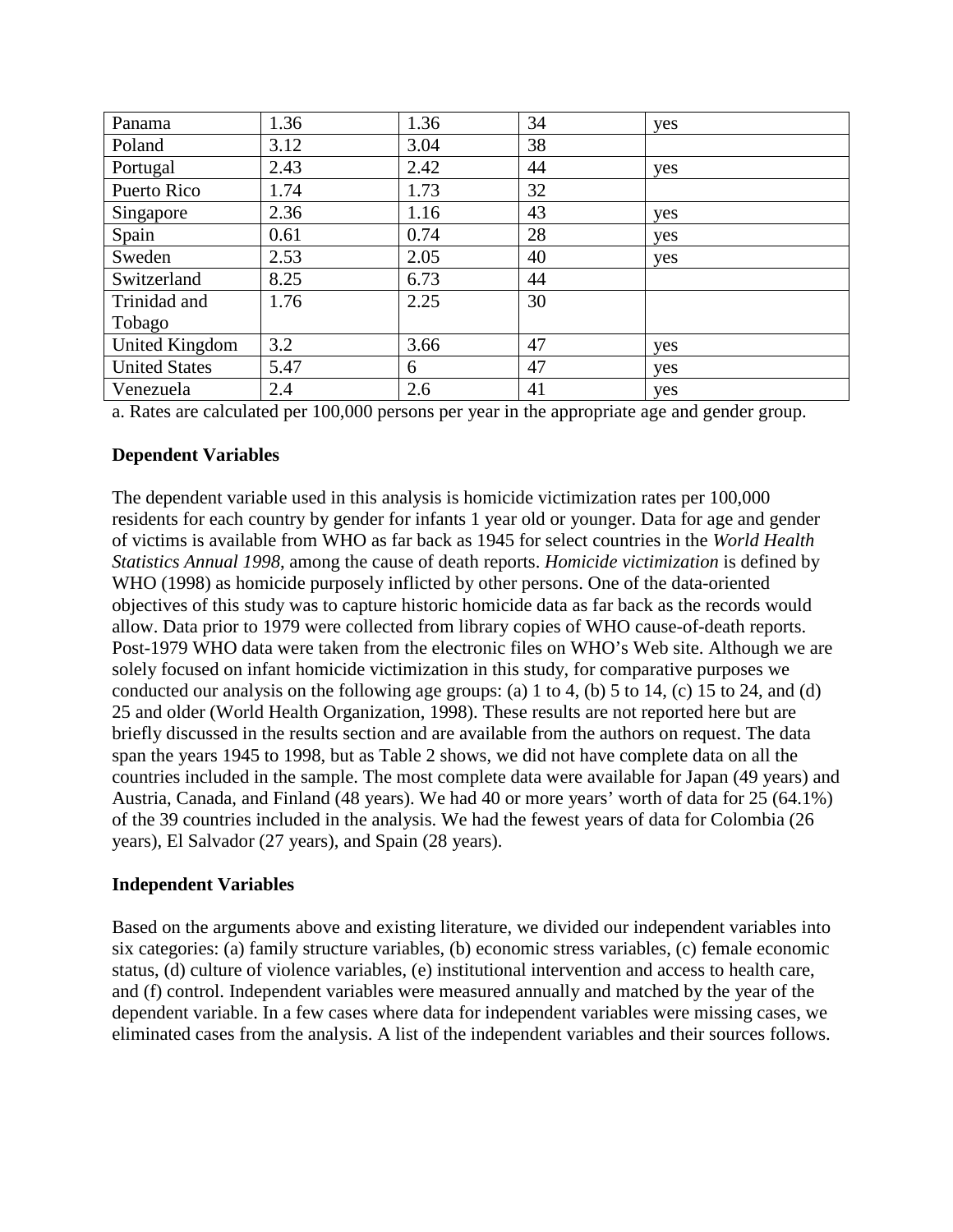| Panama | 1.36 | 1.36 | 34 | yes |
|---|---|---|---|---|
| Poland | 3.12 | 3.04 | 38 | |
| Portugal | 2.43 | 2.42 | 44 | yes |
| Puerto Rico | 1.74 | 1.73 | 32 | |
| Singapore | 2.36 | 1.16 | 43 | yes |
| Spain | 0.61 | 0.74 | 28 | yes |
| Sweden | 2.53 | 2.05 | 40 | yes |
| Switzerland | 8.25 | 6.73 | 44 | |
| Trinidad and Tobago | 1.76 | 2.25 | 30 | |
| United Kingdom | 3.2 | 3.66 | 47 | yes |
| United States | 5.47 | 6 | 47 | yes |
| Venezuela | 2.4 | 2.6 | 41 | yes |

a. Rates are calculated per 100,000 persons per year in the appropriate age and gender group.

### Dependent Variables

The dependent variable used in this analysis is homicide victimization rates per 100,000 residents for each country by gender for infants 1 year old or younger. Data for age and gender of victims is available from WHO as far back as 1945 for select countries in the *World Health Statistics Annual 1998*, among the cause of death reports. *Homicide victimization* is defined by WHO (1998) as homicide purposely inflicted by other persons. One of the data-oriented objectives of this study was to capture historic homicide data as far back as the records would allow. Data prior to 1979 were collected from library copies of WHO cause-of-death reports. Post-1979 WHO data were taken from the electronic files on WHO's Web site. Although we are solely focused on infant homicide victimization in this study, for comparative purposes we conducted our analysis on the following age groups: (a) 1 to 4, (b) 5 to 14, (c) 15 to 24, and (d) 25 and older (World Health Organization, 1998). These results are not reported here but are briefly discussed in the results section and are available from the authors on request. The data span the years 1945 to 1998, but as Table 2 shows, we did not have complete data on all the countries included in the sample. The most complete data were available for Japan (49 years) and Austria, Canada, and Finland (48 years). We had 40 or more years' worth of data for 25 (64.1%) of the 39 countries included in the analysis. We had the fewest years of data for Colombia (26 years), El Salvador (27 years), and Spain (28 years).

### Independent Variables

Based on the arguments above and existing literature, we divided our independent variables into six categories: (a) family structure variables, (b) economic stress variables, (c) female economic status, (d) culture of violence variables, (e) institutional intervention and access to health care, and (f) control. Independent variables were measured annually and matched by the year of the dependent variable. In a few cases where data for independent variables were missing cases, we eliminated cases from the analysis. A list of the independent variables and their sources follows.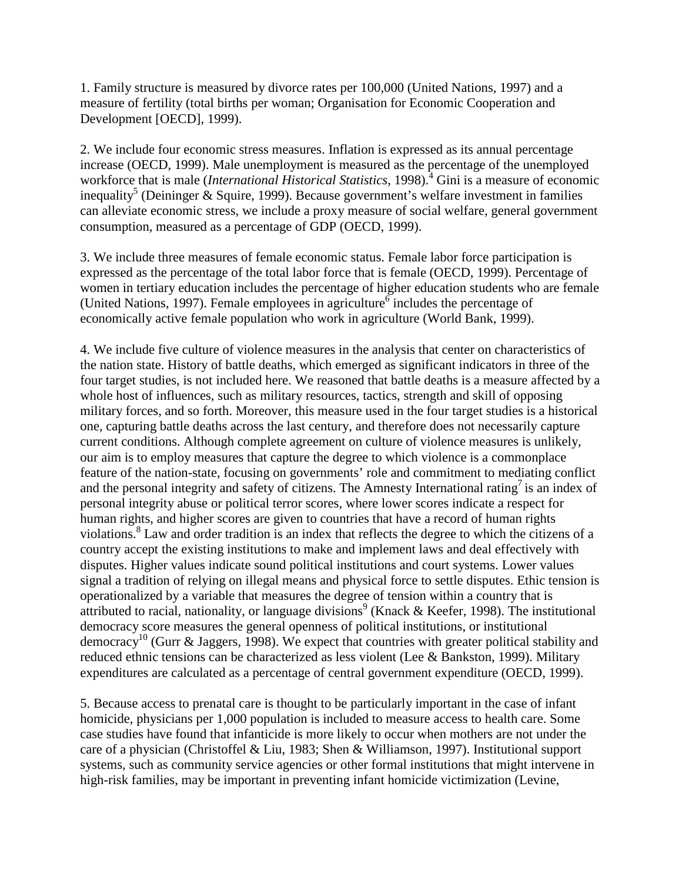1. Family structure is measured by divorce rates per 100,000 (United Nations, 1997) and a measure of fertility (total births per woman; Organisation for Economic Cooperation and Development [OECD], 1999).

2. We include four economic stress measures. Inflation is expressed as its annual percentage increase (OECD, 1999). Male unemployment is measured as the percentage of the unemployed workforce that is male (*International Historical Statistics*, 1998).[4] Gini is a measure of economic inequality[5] (Deininger & Squire, 1999). Because government's welfare investment in families can alleviate economic stress, we include a proxy measure of social welfare, general government consumption, measured as a percentage of GDP (OECD, 1999).

3. We include three measures of female economic status. Female labor force participation is expressed as the percentage of the total labor force that is female (OECD, 1999). Percentage of women in tertiary education includes the percentage of higher education students who are female (United Nations, 1997). Female employees in agriculture[6] includes the percentage of economically active female population who work in agriculture (World Bank, 1999).

4. We include five culture of violence measures in the analysis that center on characteristics of the nation state. History of battle deaths, which emerged as significant indicators in three of the four target studies, is not included here. We reasoned that battle deaths is a measure affected by a whole host of influences, such as military resources, tactics, strength and skill of opposing military forces, and so forth. Moreover, this measure used in the four target studies is a historical one, capturing battle deaths across the last century, and therefore does not necessarily capture current conditions. Although complete agreement on culture of violence measures is unlikely, our aim is to employ measures that capture the degree to which violence is a commonplace feature of the nation-state, focusing on governments' role and commitment to mediating conflict and the personal integrity and safety of citizens. The Amnesty International rating[7] is an index of personal integrity abuse or political terror scores, where lower scores indicate a respect for human rights, and higher scores are given to countries that have a record of human rights violations.[8] Law and order tradition is an index that reflects the degree to which the citizens of a country accept the existing institutions to make and implement laws and deal effectively with disputes. Higher values indicate sound political institutions and court systems. Lower values signal a tradition of relying on illegal means and physical force to settle disputes. Ethic tension is operationalized by a variable that measures the degree of tension within a country that is attributed to racial, nationality, or language divisions[9] (Knack & Keefer, 1998). The institutional democracy score measures the general openness of political institutions, or institutional democracy[10] (Gurr & Jaggers, 1998). We expect that countries with greater political stability and reduced ethnic tensions can be characterized as less violent (Lee & Bankston, 1999). Military expenditures are calculated as a percentage of central government expenditure (OECD, 1999).

5. Because access to prenatal care is thought to be particularly important in the case of infant homicide, physicians per 1,000 population is included to measure access to health care. Some case studies have found that infanticide is more likely to occur when mothers are not under the care of a physician (Christoffel & Liu, 1983; Shen & Williamson, 1997). Institutional support systems, such as community service agencies or other formal institutions that might intervene in high-risk families, may be important in preventing infant homicide victimization (Levine,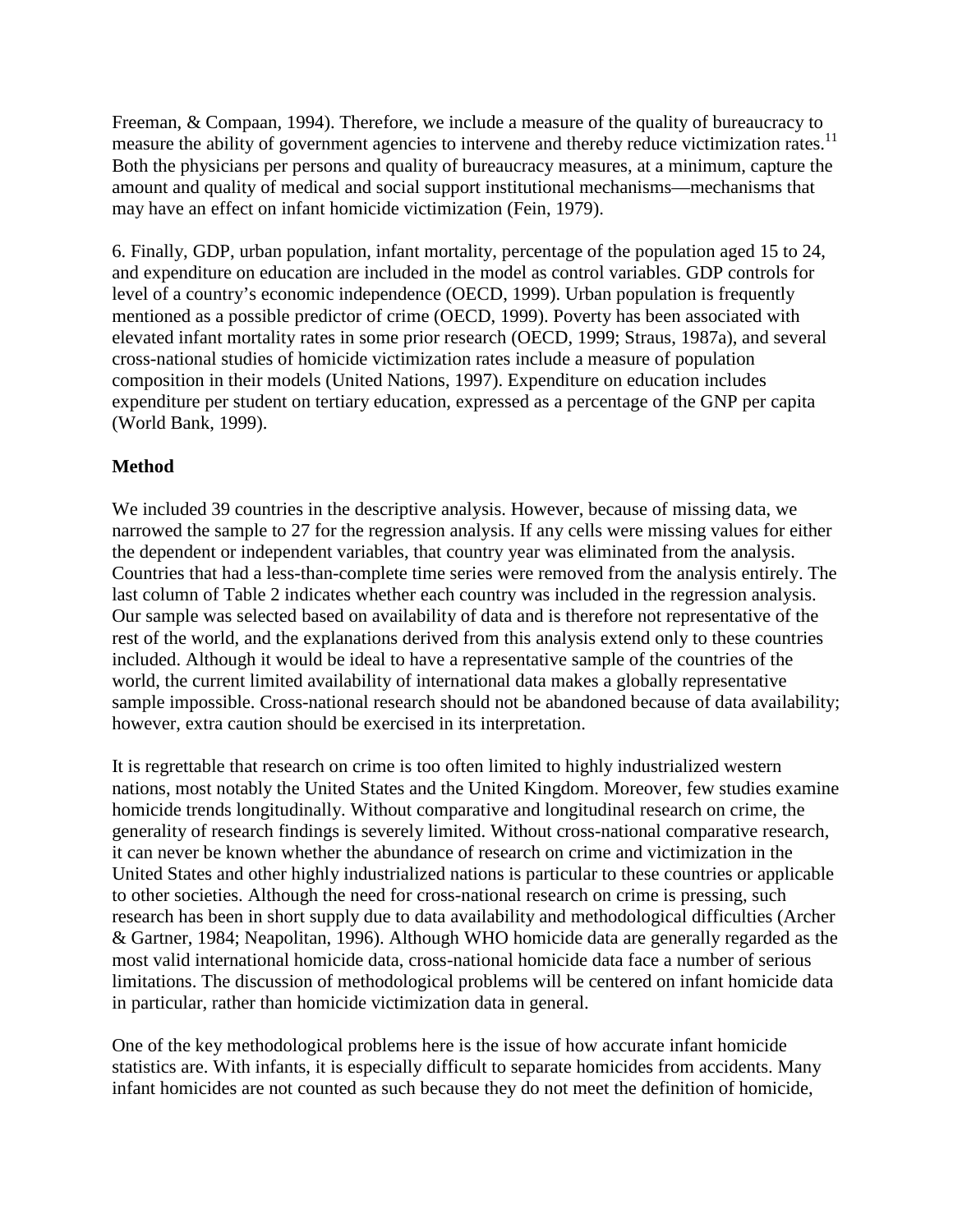Freeman, & Compaan, 1994). Therefore, we include a measure of the quality of bureaucracy to measure the ability of government agencies to intervene and thereby reduce victimization rates.[11] Both the physicians per persons and quality of bureaucracy measures, at a minimum, capture the amount and quality of medical and social support institutional mechanisms—mechanisms that may have an effect on infant homicide victimization (Fein, 1979).

6. Finally, GDP, urban population, infant mortality, percentage of the population aged 15 to 24, and expenditure on education are included in the model as control variables. GDP controls for level of a country's economic independence (OECD, 1999). Urban population is frequently mentioned as a possible predictor of crime (OECD, 1999). Poverty has been associated with elevated infant mortality rates in some prior research (OECD, 1999; Straus, 1987a), and several cross-national studies of homicide victimization rates include a measure of population composition in their models (United Nations, 1997). Expenditure on education includes expenditure per student on tertiary education, expressed as a percentage of the GNP per capita (World Bank, 1999).

**Method**

We included 39 countries in the descriptive analysis. However, because of missing data, we narrowed the sample to 27 for the regression analysis. If any cells were missing values for either the dependent or independent variables, that country year was eliminated from the analysis. Countries that had a less-than-complete time series were removed from the analysis entirely. The last column of Table 2 indicates whether each country was included in the regression analysis. Our sample was selected based on availability of data and is therefore not representative of the rest of the world, and the explanations derived from this analysis extend only to these countries included. Although it would be ideal to have a representative sample of the countries of the world, the current limited availability of international data makes a globally representative sample impossible. Cross-national research should not be abandoned because of data availability; however, extra caution should be exercised in its interpretation.

It is regrettable that research on crime is too often limited to highly industrialized western nations, most notably the United States and the United Kingdom. Moreover, few studies examine homicide trends longitudinally. Without comparative and longitudinal research on crime, the generality of research findings is severely limited. Without cross-national comparative research, it can never be known whether the abundance of research on crime and victimization in the United States and other highly industrialized nations is particular to these countries or applicable to other societies. Although the need for cross-national research on crime is pressing, such research has been in short supply due to data availability and methodological difficulties (Archer & Gartner, 1984; Neapolitan, 1996). Although WHO homicide data are generally regarded as the most valid international homicide data, cross-national homicide data face a number of serious limitations. The discussion of methodological problems will be centered on infant homicide data in particular, rather than homicide victimization data in general.

One of the key methodological problems here is the issue of how accurate infant homicide statistics are. With infants, it is especially difficult to separate homicides from accidents. Many infant homicides are not counted as such because they do not meet the definition of homicide,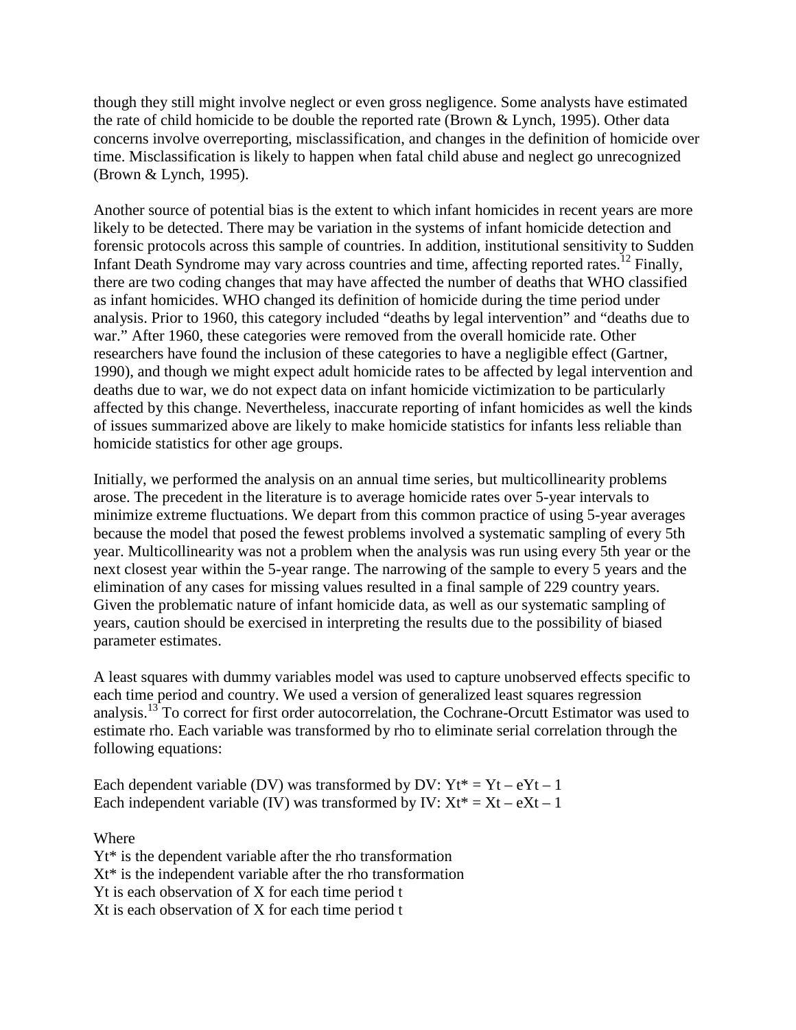though they still might involve neglect or even gross negligence. Some analysts have estimated the rate of child homicide to be double the reported rate (Brown & Lynch, 1995). Other data concerns involve overreporting, misclassification, and changes in the definition of homicide over time. Misclassification is likely to happen when fatal child abuse and neglect go unrecognized (Brown & Lynch, 1995).

Another source of potential bias is the extent to which infant homicides in recent years are more likely to be detected. There may be variation in the systems of infant homicide detection and forensic protocols across this sample of countries. In addition, institutional sensitivity to Sudden Infant Death Syndrome may vary across countries and time, affecting reported rates.[12] Finally, there are two coding changes that may have affected the number of deaths that WHO classified as infant homicides. WHO changed its definition of homicide during the time period under analysis. Prior to 1960, this category included "deaths by legal intervention" and "deaths due to war." After 1960, these categories were removed from the overall homicide rate. Other researchers have found the inclusion of these categories to have a negligible effect (Gartner, 1990), and though we might expect adult homicide rates to be affected by legal intervention and deaths due to war, we do not expect data on infant homicide victimization to be particularly affected by this change. Nevertheless, inaccurate reporting of infant homicides as well the kinds of issues summarized above are likely to make homicide statistics for infants less reliable than homicide statistics for other age groups.

Initially, we performed the analysis on an annual time series, but multicollinearity problems arose. The precedent in the literature is to average homicide rates over 5-year intervals to minimize extreme fluctuations. We depart from this common practice of using 5-year averages because the model that posed the fewest problems involved a systematic sampling of every 5th year. Multicollinearity was not a problem when the analysis was run using every 5th year or the next closest year within the 5-year range. The narrowing of the sample to every 5 years and the elimination of any cases for missing values resulted in a final sample of 229 country years. Given the problematic nature of infant homicide data, as well as our systematic sampling of years, caution should be exercised in interpreting the results due to the possibility of biased parameter estimates.

A least squares with dummy variables model was used to capture unobserved effects specific to each time period and country. We used a version of generalized least squares regression analysis.[13] To correct for first order autocorrelation, the Cochrane-Orcutt Estimator was used to estimate rho. Each variable was transformed by rho to eliminate serial correlation through the following equations:

Each dependent variable (DV) was transformed by DV: $Yt^* = Yt - eYt - 1$
Each independent variable (IV) was transformed by IV: $Xt^* = Xt - eXt - 1$

Where
$Yt^*$ is the dependent variable after the rho transformation
$Xt^*$ is the independent variable after the rho transformation
$Yt$ is each observation of X for each time period t
$Xt$ is each observation of X for each time period t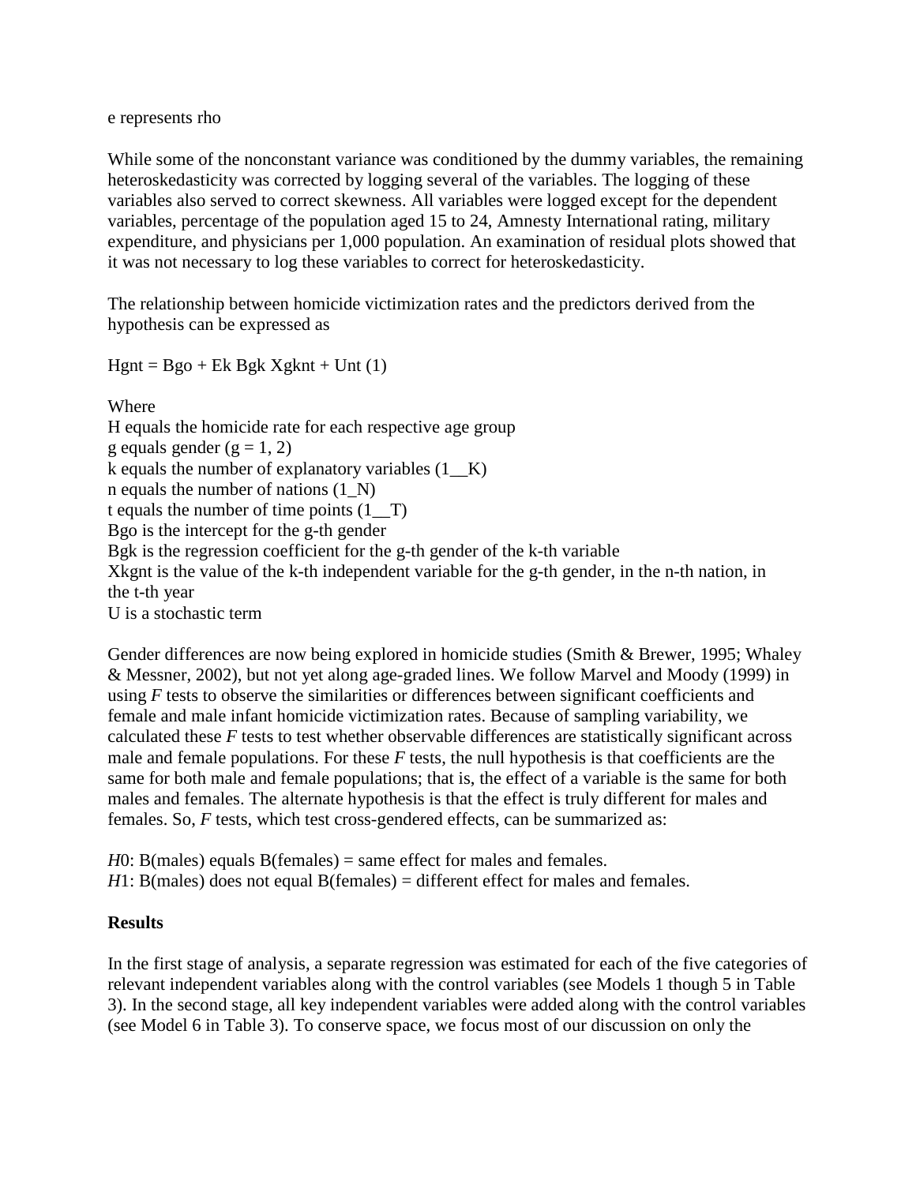e represents rho

While some of the nonconstant variance was conditioned by the dummy variables, the remaining heteroskedasticity was corrected by logging several of the variables. The logging of these variables also served to correct skewness. All variables were logged except for the dependent variables, percentage of the population aged 15 to 24, Amnesty International rating, military expenditure, and physicians per 1,000 population. An examination of residual plots showed that it was not necessary to log these variables to correct for heteroskedasticity.

The relationship between homicide victimization rates and the predictors derived from the hypothesis can be expressed as

$$H_{gnt} = B_{go} + E_k B_{gk} X_{gknt} + U_{nt} \quad (1)$$

Where
H equals the homicide rate for each respective age group
g equals gender ($g = 1, 2$)
k equals the number of explanatory variables (1__K)
n equals the number of nations (1_N)
t equals the number of time points (1__T)
$B_{go}$ is the intercept for the g-th gender
$B_{gk}$ is the regression coefficient for the g-th gender of the k-th variable
$X_{kgnt}$ is the value of the k-th independent variable for the g-th gender, in the n-th nation, in the t-th year
U is a stochastic term

Gender differences are now being explored in homicide studies (Smith & Brewer, 1995; Whaley & Messner, 2002), but not yet along age-graded lines. We follow Marvel and Moody (1999) in using *F* tests to observe the similarities or differences between significant coefficients and female and male infant homicide victimization rates. Because of sampling variability, we calculated these *F* tests to test whether observable differences are statistically significant across male and female populations. For these *F* tests, the null hypothesis is that coefficients are the same for both male and female populations; that is, the effect of a variable is the same for both males and females. The alternate hypothesis is that the effect is truly different for males and females. So, *F* tests, which test cross-gendered effects, can be summarized as:

*H*0: B(males) equals B(females) = same effect for males and females.
*H*1: B(males) does not equal B(females) = different effect for males and females.

**Results**

In the first stage of analysis, a separate regression was estimated for each of the five categories of relevant independent variables along with the control variables (see Models 1 though 5 in Table 3). In the second stage, all key independent variables were added along with the control variables (see Model 6 in Table 3). To conserve space, we focus most of our discussion on only the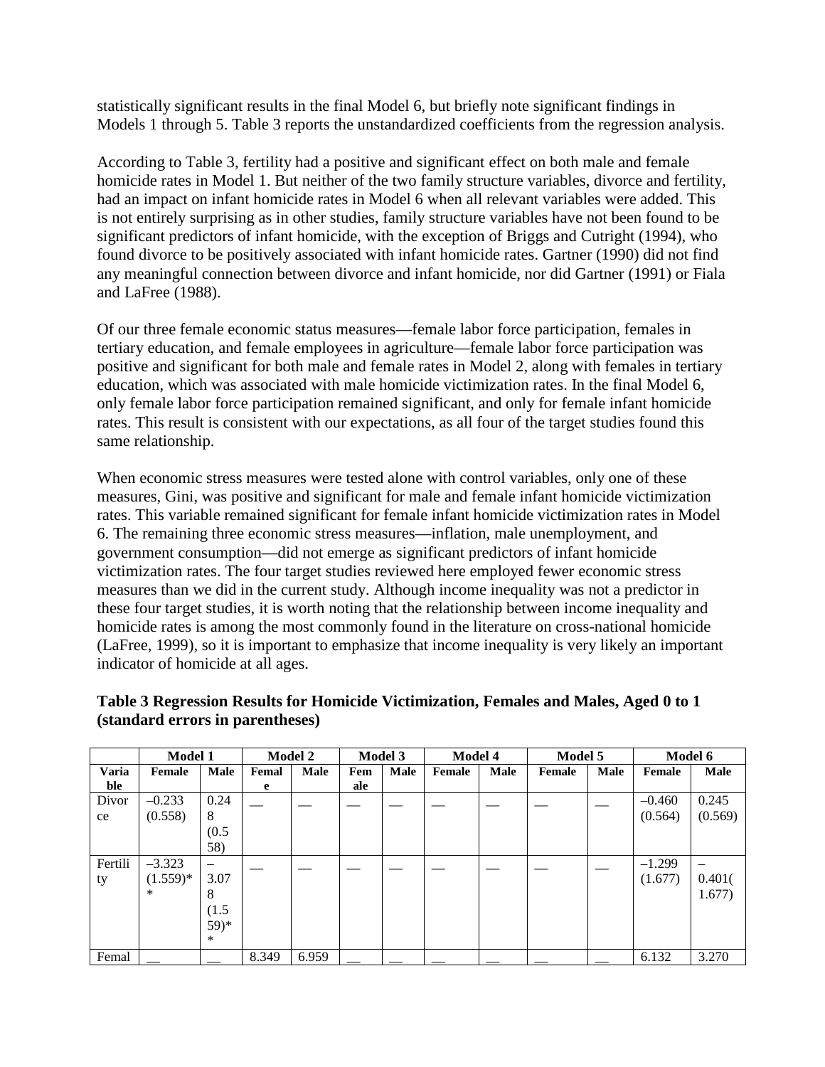statistically significant results in the final Model 6, but briefly note significant findings in Models 1 through 5. Table 3 reports the unstandardized coefficients from the regression analysis.

According to Table 3, fertility had a positive and significant effect on both male and female homicide rates in Model 1. But neither of the two family structure variables, divorce and fertility, had an impact on infant homicide rates in Model 6 when all relevant variables were added. This is not entirely surprising as in other studies, family structure variables have not been found to be significant predictors of infant homicide, with the exception of Briggs and Cutright (1994), who found divorce to be positively associated with infant homicide rates. Gartner (1990) did not find any meaningful connection between divorce and infant homicide, nor did Gartner (1991) or Fiala and LaFree (1988).

Of our three female economic status measures—female labor force participation, females in tertiary education, and female employees in agriculture—female labor force participation was positive and significant for both male and female rates in Model 2, along with females in tertiary education, which was associated with male homicide victimization rates. In the final Model 6, only female labor force participation remained significant, and only for female infant homicide rates. This result is consistent with our expectations, as all four of the target studies found this same relationship.

When economic stress measures were tested alone with control variables, only one of these measures, Gini, was positive and significant for male and female infant homicide victimization rates. This variable remained significant for female infant homicide victimization rates in Model 6. The remaining three economic stress measures—inflation, male unemployment, and government consumption—did not emerge as significant predictors of infant homicide victimization rates. The four target studies reviewed here employed fewer economic stress measures than we did in the current study. Although income inequality was not a predictor in these four target studies, it is worth noting that the relationship between income inequality and homicide rates is among the most commonly found in the literature on cross-national homicide (LaFree, 1999), so it is important to emphasize that income inequality is very likely an important indicator of homicide at all ages.

**Table 3 Regression Results for Homicide Victimization, Females and Males, Aged 0 to 1 (standard errors in parentheses)**

| | Model 1 | | Model 2 | | Model 3 | | Model 4 | | Model 5 | | Model 6 | |
|---|---|---|---|---|---|---|---|---|---|---|---|---|
| Variable | Female | Male | Female | Male | Female | Male | Female | Male | Female | Male | Female | Male |
| Divorce | –0.233 (0.558) | 0.248 (0.558) | — | — | — | — | — | — | — | — | –0.460 (0.564) | 0.245 (0.569) |
| Fertility | –3.323 (1.559)** | –3.078 (1.559)** | — | — | — | — | — | — | — | — | –1.299 (1.677) | –0.401(1.677) |
| Femal | — | — | 8.349 | 6.959 | — | — | — | — | — | — | 6.132 | 3.270 |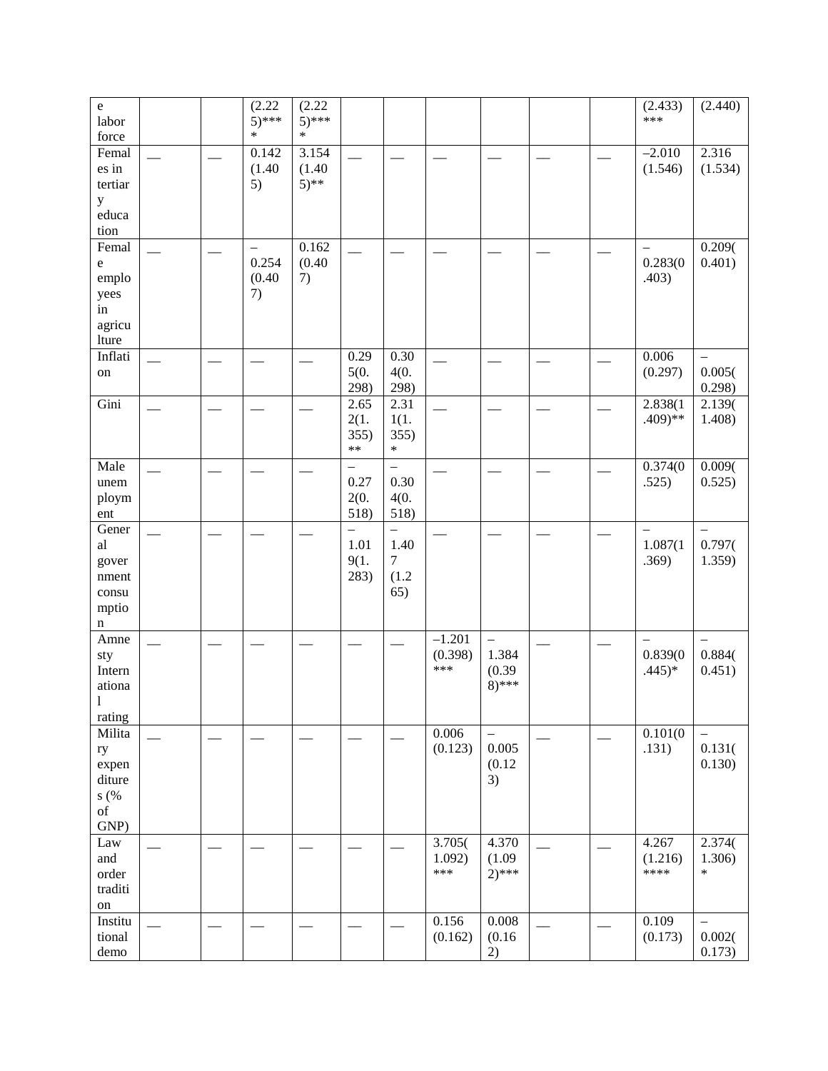| e labor force | | | (2.225)**** | (2.225)**** | | | | | | | (2.433)*** | (2.440) |
|---|---|---|---|---|---|---|---|---|---|---|---|---|
| Females in tertiary education | — | — | 0.142 (1.405) | 3.154 (1.405)** | — | — | — | — | — | — | –2.010 (1.546) | 2.316 (1.534) |
| Female employees in agriculture | — | — | –0.254 (0.407) | 0.162 (0.407) | — | — | — | — | — | — | –0.283(0.403) | 0.209(0.401) |
| Inflation | — | — | — | — | 0.295(0.298) | 0.304(0.298) | — | — | — | — | 0.006 (0.297) | –0.005(0.298) |
| Gini | — | — | — | — | 2.652(1.355)** | 2.311(1.355)* | — | — | — | — | 2.838(1.409)** | 2.139(1.408) |
| Male unemployment | — | — | — | — | –0.272(0.518) | –0.304(0.518) | — | — | — | — | 0.374(0.525) | 0.009(0.525) |
| General government consumption | — | — | — | — | –1.019(1.283) | –1.407 (1.265) | — | — | — | — | –1.087(1.369) | –0.797(1.359) |
| Amnesty International rating | — | — | — | — | — | — | –1.201 (0.398)*** | –1.384 (0.398)*** | — | — | –0.839(0.445)* | –0.884(0.451) |
| Military expenditures (% of GNP) | — | — | — | — | — | — | 0.006 (0.123) | –0.005 (0.123) | — | — | 0.101(0.131) | –0.131(0.130) |
| Law and order tradition | — | — | — | — | — | — | 3.705(1.092)*** | 4.370 (1.092)*** | — | — | 4.267 (1.216)**** | 2.374(1.306)* |
| Institutional demo | — | — | — | — | — | — | 0.156 (0.162) | 0.008 (0.162) | — | — | 0.109 (0.173) | –0.002(0.173) |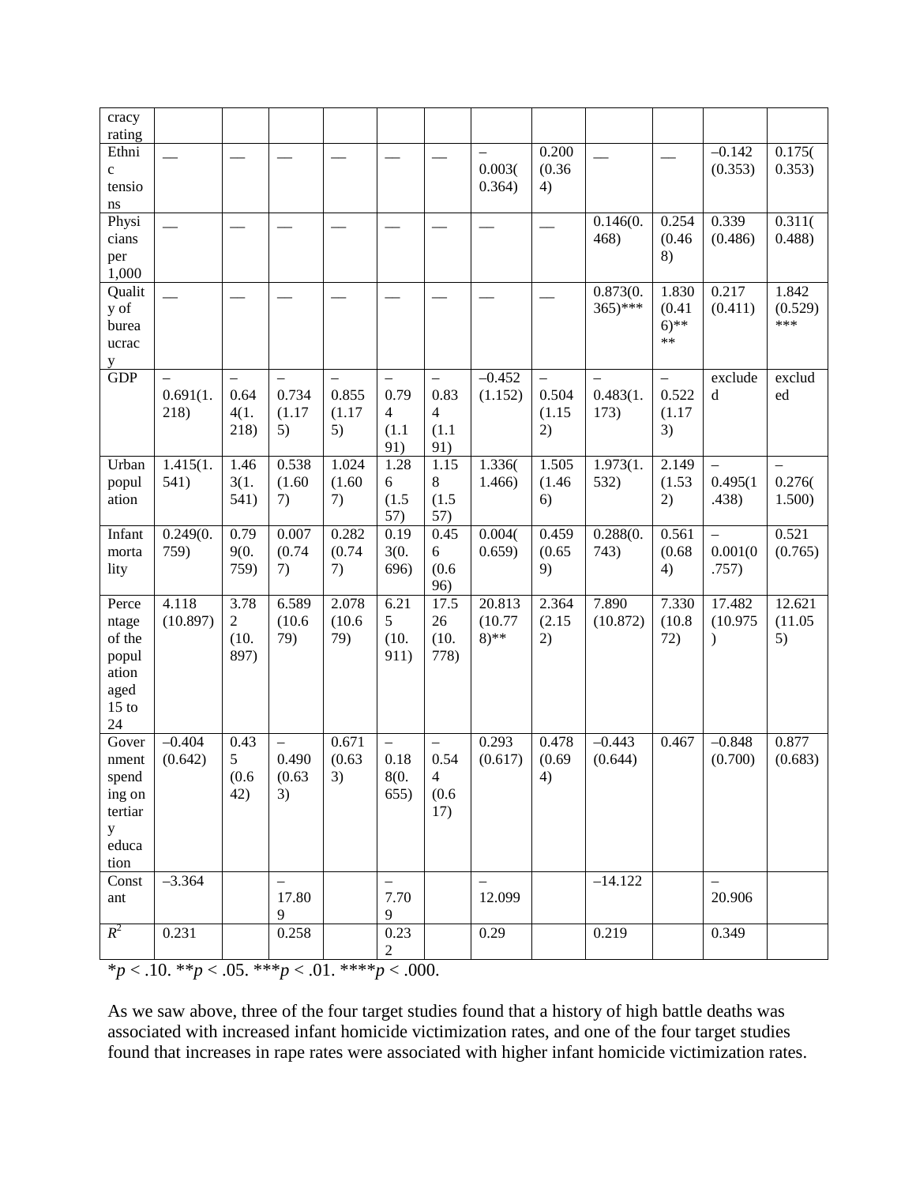| cracy rating | | | | | | | | | | | | |
|---|---|---|---|---|---|---|---|---|---|---|---|---|
| Ethnic tensions | — | — | — | — | — | — | –0.003(0.364) | 0.200 (0.364) | — | — | –0.142 (0.353) | 0.175(0.353) |
| Physicians per 1,000 | — | — | — | — | — | — | — | — | 0.146(0.468) | 0.254 (0.468) | 0.339 (0.486) | 0.311(0.488) |
| Quality of bureaucracy | — | — | — | — | — | — | — | — | 0.873(0.365)*** | 1.830 (0.416)**** | 0.217 (0.411) | 1.842 (0.529)*** |
| GDP | –0.691(1.218) | –0.644(1.218) | –0.734 (1.175) | –0.855 (1.175) | –0.794 (1.191) | –0.834 (1.191) | –0.452 (1.152) | –0.504 (1.152) | –0.483(1.173) | –0.522 (1.173) | excluded | excluded |
| Urban population | 1.415(1.541) | 1.463(1.541) | 0.538 (1.607) | 1.024 (1.607) | 1.286 (1.557) | 1.158 (1.557) | 1.336(1.466) | 1.505 (1.466) | 1.973(1.532) | 2.149 (1.532) | –0.495(1.438) | –0.276(1.500) |
| Infant mortality | 0.249(0.759) | 0.799(0.759) | 0.007 (0.747) | 0.282 (0.747) | 0.193(0.696) | 0.456 (0.696) | 0.004(0.659) | 0.459 (0.659) | 0.288(0.743) | 0.561 (0.684) | –0.001(0.757) | 0.521 (0.765) |
| Percentage of the population aged 15 to 24 | 4.118 (10.897) | 3.782 (10.897) | 6.589 (10.679) | 2.078 (10.679) | 6.215 (10.911) | 17.526 (10.778) | 20.813 (10.778)** | 2.364 (2.152) | 7.890 (10.872) | 7.330 (10.872) | 17.482 (10.975) | 12.621 (11.055) |
| Government spending on tertiary education | –0.404 (0.642) | 0.435 (0.642) | –0.490 (0.633) | 0.671 (0.633) | –0.188(0.655) | –0.544 (0.617) | 0.293 (0.617) | 0.478 (0.694) | –0.443 (0.644) | 0.467 | –0.848 (0.700) | 0.877 (0.683) |
| Constant | –3.364 | | –17.809 | | –7.709 | | –12.099 | | –14.122 | | –20.906 | |
| $R^2$ | 0.231 | | 0.258 | | 0.232 | | 0.29 | | 0.219 | | 0.349 | |

*$p < .10$. **$p < .05$. ***$p < .01$. ****$p < .000$.

As we saw above, three of the four target studies found that a history of high battle deaths was associated with increased infant homicide victimization rates, and one of the four target studies found that increases in rape rates were associated with higher infant homicide victimization rates.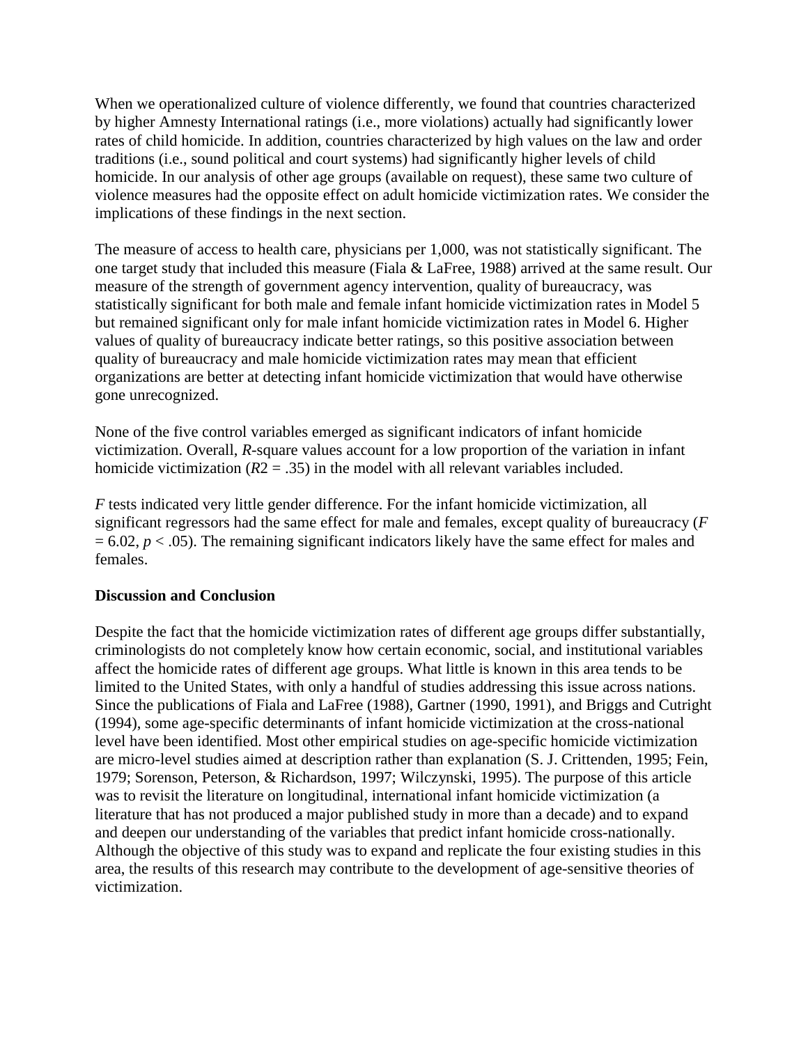When we operationalized culture of violence differently, we found that countries characterized by higher Amnesty International ratings (i.e., more violations) actually had significantly lower rates of child homicide. In addition, countries characterized by high values on the law and order traditions (i.e., sound political and court systems) had significantly higher levels of child homicide. In our analysis of other age groups (available on request), these same two culture of violence measures had the opposite effect on adult homicide victimization rates. We consider the implications of these findings in the next section.

The measure of access to health care, physicians per 1,000, was not statistically significant. The one target study that included this measure (Fiala & LaFree, 1988) arrived at the same result. Our measure of the strength of government agency intervention, quality of bureaucracy, was statistically significant for both male and female infant homicide victimization rates in Model 5 but remained significant only for male infant homicide victimization rates in Model 6. Higher values of quality of bureaucracy indicate better ratings, so this positive association between quality of bureaucracy and male homicide victimization rates may mean that efficient organizations are better at detecting infant homicide victimization that would have otherwise gone unrecognized.

None of the five control variables emerged as significant indicators of infant homicide victimization. Overall, *R*-square values account for a low proportion of the variation in infant homicide victimization ($R2 = .35$) in the model with all relevant variables included.

*F* tests indicated very little gender difference. For the infant homicide victimization, all significant regressors had the same effect for male and females, except quality of bureaucracy ($F = 6.02$, $p < .05$). The remaining significant indicators likely have the same effect for males and females.

**Discussion and Conclusion**

Despite the fact that the homicide victimization rates of different age groups differ substantially, criminologists do not completely know how certain economic, social, and institutional variables affect the homicide rates of different age groups. What little is known in this area tends to be limited to the United States, with only a handful of studies addressing this issue across nations. Since the publications of Fiala and LaFree (1988), Gartner (1990, 1991), and Briggs and Cutright (1994), some age-specific determinants of infant homicide victimization at the cross-national level have been identified. Most other empirical studies on age-specific homicide victimization are micro-level studies aimed at description rather than explanation (S. J. Crittenden, 1995; Fein, 1979; Sorenson, Peterson, & Richardson, 1997; Wilczynski, 1995). The purpose of this article was to revisit the literature on longitudinal, international infant homicide victimization (a literature that has not produced a major published study in more than a decade) and to expand and deepen our understanding of the variables that predict infant homicide cross-nationally. Although the objective of this study was to expand and replicate the four existing studies in this area, the results of this research may contribute to the development of age-sensitive theories of victimization.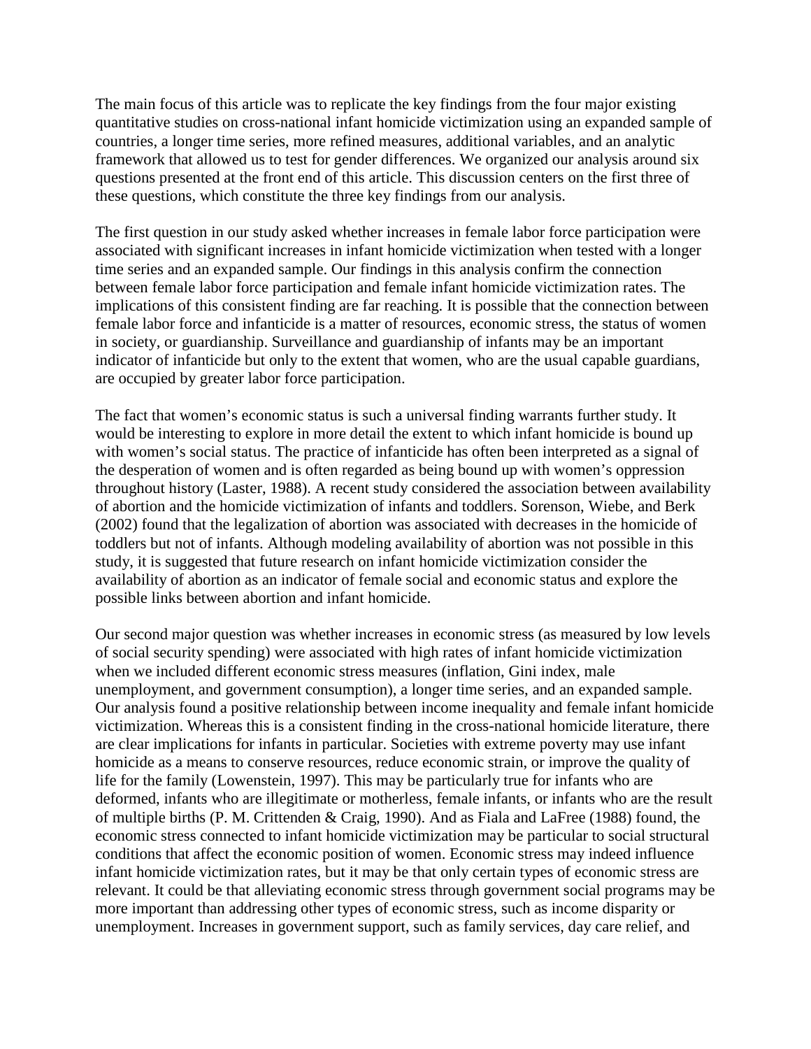The main focus of this article was to replicate the key findings from the four major existing quantitative studies on cross-national infant homicide victimization using an expanded sample of countries, a longer time series, more refined measures, additional variables, and an analytic framework that allowed us to test for gender differences. We organized our analysis around six questions presented at the front end of this article. This discussion centers on the first three of these questions, which constitute the three key findings from our analysis.

The first question in our study asked whether increases in female labor force participation were associated with significant increases in infant homicide victimization when tested with a longer time series and an expanded sample. Our findings in this analysis confirm the connection between female labor force participation and female infant homicide victimization rates. The implications of this consistent finding are far reaching. It is possible that the connection between female labor force and infanticide is a matter of resources, economic stress, the status of women in society, or guardianship. Surveillance and guardianship of infants may be an important indicator of infanticide but only to the extent that women, who are the usual capable guardians, are occupied by greater labor force participation.

The fact that women's economic status is such a universal finding warrants further study. It would be interesting to explore in more detail the extent to which infant homicide is bound up with women's social status. The practice of infanticide has often been interpreted as a signal of the desperation of women and is often regarded as being bound up with women's oppression throughout history (Laster, 1988). A recent study considered the association between availability of abortion and the homicide victimization of infants and toddlers. Sorenson, Wiebe, and Berk (2002) found that the legalization of abortion was associated with decreases in the homicide of toddlers but not of infants. Although modeling availability of abortion was not possible in this study, it is suggested that future research on infant homicide victimization consider the availability of abortion as an indicator of female social and economic status and explore the possible links between abortion and infant homicide.

Our second major question was whether increases in economic stress (as measured by low levels of social security spending) were associated with high rates of infant homicide victimization when we included different economic stress measures (inflation, Gini index, male unemployment, and government consumption), a longer time series, and an expanded sample. Our analysis found a positive relationship between income inequality and female infant homicide victimization. Whereas this is a consistent finding in the cross-national homicide literature, there are clear implications for infants in particular. Societies with extreme poverty may use infant homicide as a means to conserve resources, reduce economic strain, or improve the quality of life for the family (Lowenstein, 1997). This may be particularly true for infants who are deformed, infants who are illegitimate or motherless, female infants, or infants who are the result of multiple births (P. M. Crittenden & Craig, 1990). And as Fiala and LaFree (1988) found, the economic stress connected to infant homicide victimization may be particular to social structural conditions that affect the economic position of women. Economic stress may indeed influence infant homicide victimization rates, but it may be that only certain types of economic stress are relevant. It could be that alleviating economic stress through government social programs may be more important than addressing other types of economic stress, such as income disparity or unemployment. Increases in government support, such as family services, day care relief, and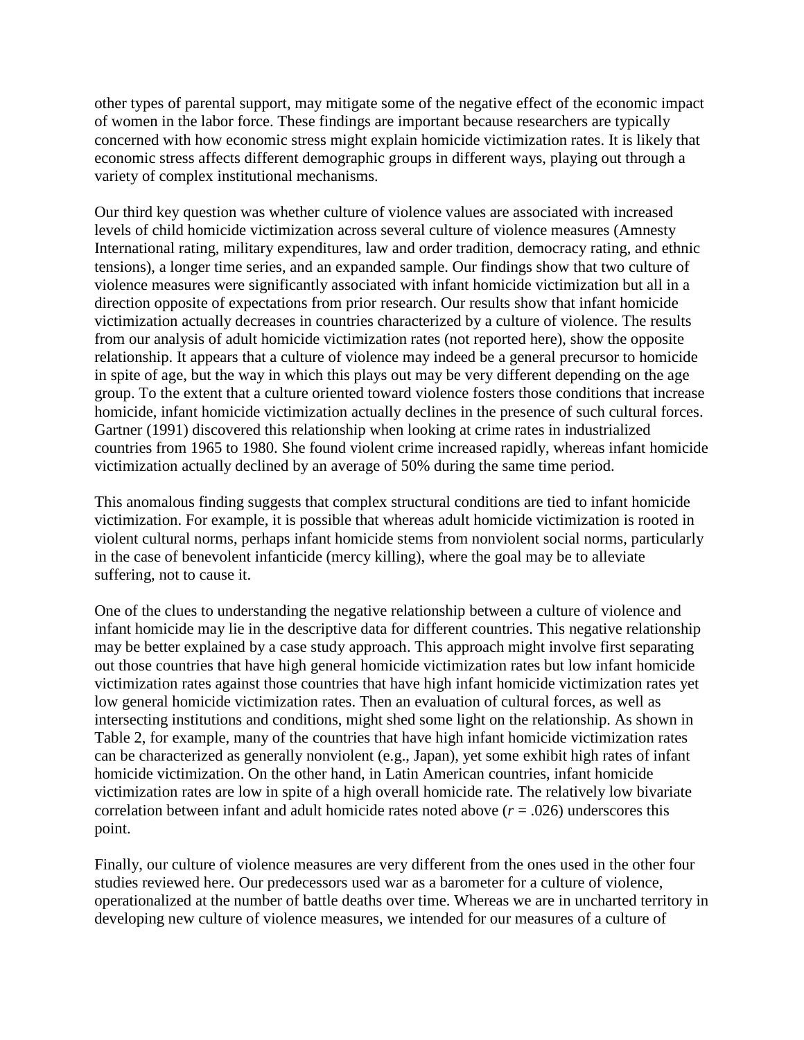other types of parental support, may mitigate some of the negative effect of the economic impact of women in the labor force. These findings are important because researchers are typically concerned with how economic stress might explain homicide victimization rates. It is likely that economic stress affects different demographic groups in different ways, playing out through a variety of complex institutional mechanisms.

Our third key question was whether culture of violence values are associated with increased levels of child homicide victimization across several culture of violence measures (Amnesty International rating, military expenditures, law and order tradition, democracy rating, and ethnic tensions), a longer time series, and an expanded sample. Our findings show that two culture of violence measures were significantly associated with infant homicide victimization but all in a direction opposite of expectations from prior research. Our results show that infant homicide victimization actually decreases in countries characterized by a culture of violence. The results from our analysis of adult homicide victimization rates (not reported here), show the opposite relationship. It appears that a culture of violence may indeed be a general precursor to homicide in spite of age, but the way in which this plays out may be very different depending on the age group. To the extent that a culture oriented toward violence fosters those conditions that increase homicide, infant homicide victimization actually declines in the presence of such cultural forces. Gartner (1991) discovered this relationship when looking at crime rates in industrialized countries from 1965 to 1980. She found violent crime increased rapidly, whereas infant homicide victimization actually declined by an average of 50% during the same time period.

This anomalous finding suggests that complex structural conditions are tied to infant homicide victimization. For example, it is possible that whereas adult homicide victimization is rooted in violent cultural norms, perhaps infant homicide stems from nonviolent social norms, particularly in the case of benevolent infanticide (mercy killing), where the goal may be to alleviate suffering, not to cause it.

One of the clues to understanding the negative relationship between a culture of violence and infant homicide may lie in the descriptive data for different countries. This negative relationship may be better explained by a case study approach. This approach might involve first separating out those countries that have high general homicide victimization rates but low infant homicide victimization rates against those countries that have high infant homicide victimization rates yet low general homicide victimization rates. Then an evaluation of cultural forces, as well as intersecting institutions and conditions, might shed some light on the relationship. As shown in Table 2, for example, many of the countries that have high infant homicide victimization rates can be characterized as generally nonviolent (e.g., Japan), yet some exhibit high rates of infant homicide victimization. On the other hand, in Latin American countries, infant homicide victimization rates are low in spite of a high overall homicide rate. The relatively low bivariate correlation between infant and adult homicide rates noted above ($r$ = .026) underscores this point.

Finally, our culture of violence measures are very different from the ones used in the other four studies reviewed here. Our predecessors used war as a barometer for a culture of violence, operationalized at the number of battle deaths over time. Whereas we are in uncharted territory in developing new culture of violence measures, we intended for our measures of a culture of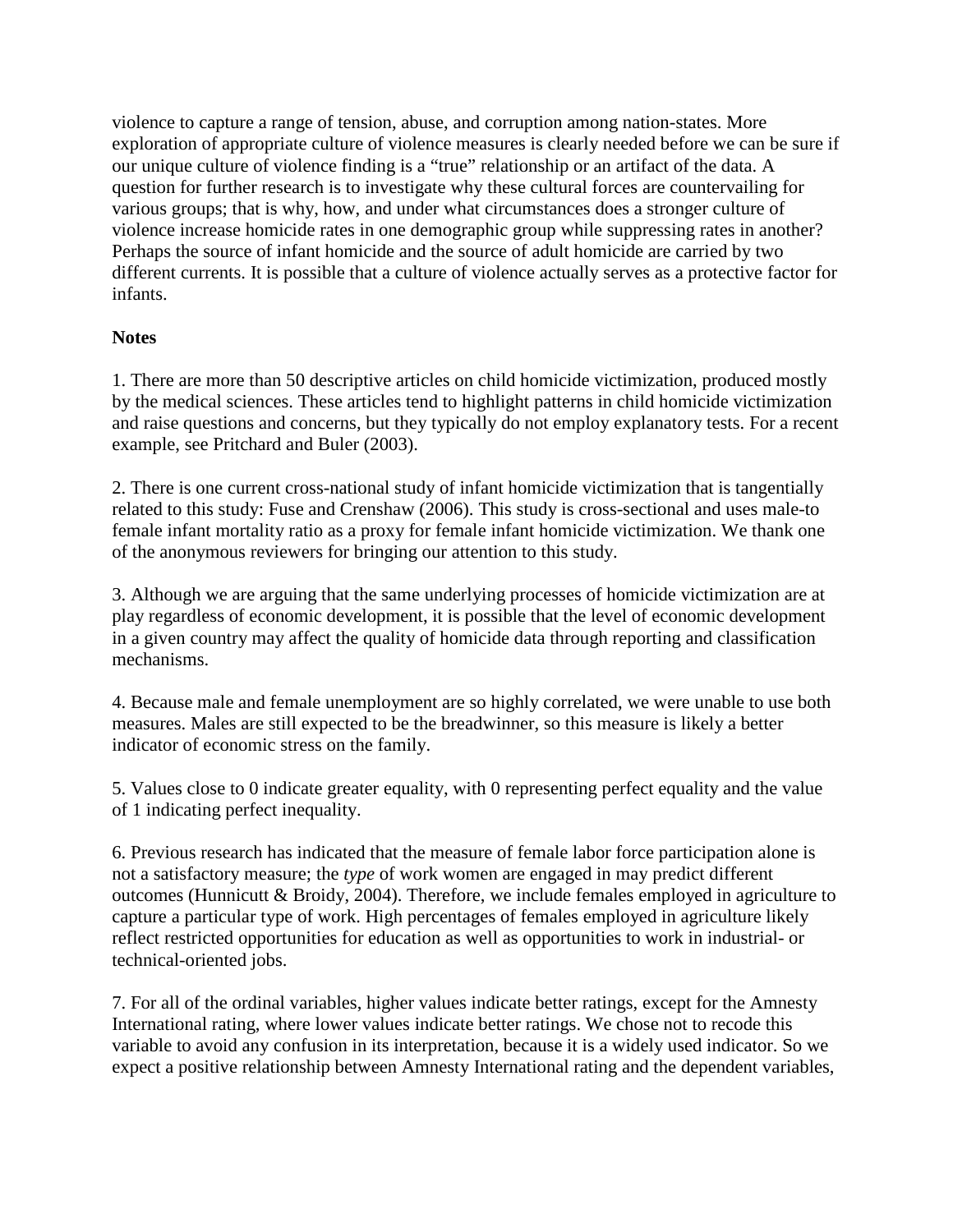violence to capture a range of tension, abuse, and corruption among nation-states. More exploration of appropriate culture of violence measures is clearly needed before we can be sure if our unique culture of violence finding is a "true" relationship or an artifact of the data. A question for further research is to investigate why these cultural forces are countervailing for various groups; that is why, how, and under what circumstances does a stronger culture of violence increase homicide rates in one demographic group while suppressing rates in another? Perhaps the source of infant homicide and the source of adult homicide are carried by two different currents. It is possible that a culture of violence actually serves as a protective factor for infants.

**Notes**

1. There are more than 50 descriptive articles on child homicide victimization, produced mostly by the medical sciences. These articles tend to highlight patterns in child homicide victimization and raise questions and concerns, but they typically do not employ explanatory tests. For a recent example, see Pritchard and Buler (2003).

2. There is one current cross-national study of infant homicide victimization that is tangentially related to this study: Fuse and Crenshaw (2006). This study is cross-sectional and uses male-to female infant mortality ratio as a proxy for female infant homicide victimization. We thank one of the anonymous reviewers for bringing our attention to this study.

3. Although we are arguing that the same underlying processes of homicide victimization are at play regardless of economic development, it is possible that the level of economic development in a given country may affect the quality of homicide data through reporting and classification mechanisms.

4. Because male and female unemployment are so highly correlated, we were unable to use both measures. Males are still expected to be the breadwinner, so this measure is likely a better indicator of economic stress on the family.

5. Values close to 0 indicate greater equality, with 0 representing perfect equality and the value of 1 indicating perfect inequality.

6. Previous research has indicated that the measure of female labor force participation alone is not a satisfactory measure; the *type* of work women are engaged in may predict different outcomes (Hunnicutt & Broidy, 2004). Therefore, we include females employed in agriculture to capture a particular type of work. High percentages of females employed in agriculture likely reflect restricted opportunities for education as well as opportunities to work in industrial- or technical-oriented jobs.

7. For all of the ordinal variables, higher values indicate better ratings, except for the Amnesty International rating, where lower values indicate better ratings. We chose not to recode this variable to avoid any confusion in its interpretation, because it is a widely used indicator. So we expect a positive relationship between Amnesty International rating and the dependent variables,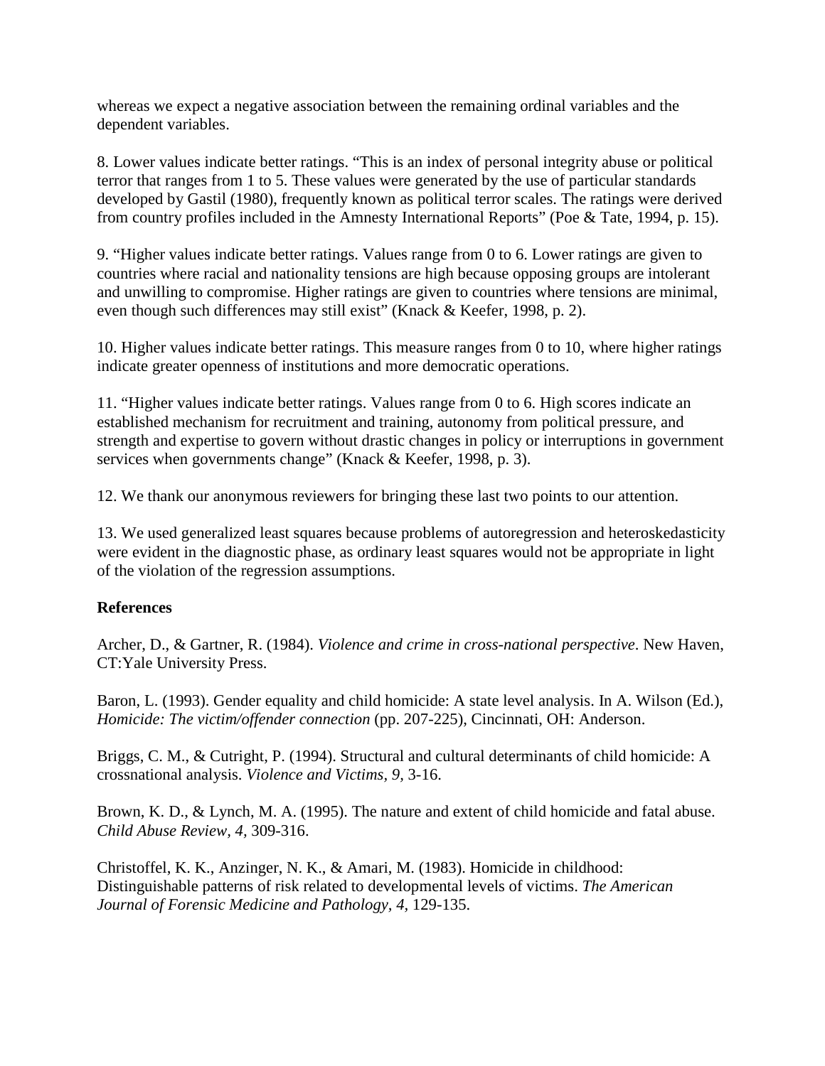whereas we expect a negative association between the remaining ordinal variables and the dependent variables.

8. Lower values indicate better ratings. “This is an index of personal integrity abuse or political terror that ranges from 1 to 5. These values were generated by the use of particular standards developed by Gastil (1980), frequently known as political terror scales. The ratings were derived from country profiles included in the Amnesty International Reports” (Poe & Tate, 1994, p. 15).

9. “Higher values indicate better ratings. Values range from 0 to 6. Lower ratings are given to countries where racial and nationality tensions are high because opposing groups are intolerant and unwilling to compromise. Higher ratings are given to countries where tensions are minimal, even though such differences may still exist” (Knack & Keefer, 1998, p. 2).

10. Higher values indicate better ratings. This measure ranges from 0 to 10, where higher ratings indicate greater openness of institutions and more democratic operations.

11. “Higher values indicate better ratings. Values range from 0 to 6. High scores indicate an established mechanism for recruitment and training, autonomy from political pressure, and strength and expertise to govern without drastic changes in policy or interruptions in government services when governments change” (Knack & Keefer, 1998, p. 3).

12. We thank our anonymous reviewers for bringing these last two points to our attention.

13. We used generalized least squares because problems of autoregression and heteroskedasticity were evident in the diagnostic phase, as ordinary least squares would not be appropriate in light of the violation of the regression assumptions.

**References**

Archer, D., & Gartner, R. (1984). *Violence and crime in cross-national perspective*. New Haven, CT:Yale University Press.

Baron, L. (1993). Gender equality and child homicide: A state level analysis. In A. Wilson (Ed.), *Homicide: The victim/offender connection* (pp. 207-225), Cincinnati, OH: Anderson.

Briggs, C. M., & Cutright, P. (1994). Structural and cultural determinants of child homicide: A crossnational analysis. *Violence and Victims, 9,* 3-16.

Brown, K. D., & Lynch, M. A. (1995). The nature and extent of child homicide and fatal abuse. *Child Abuse Review, 4,* 309-316.

Christoffel, K. K., Anzinger, N. K., & Amari, M. (1983). Homicide in childhood: Distinguishable patterns of risk related to developmental levels of victims. *The American Journal of Forensic Medicine and Pathology, 4,* 129-135.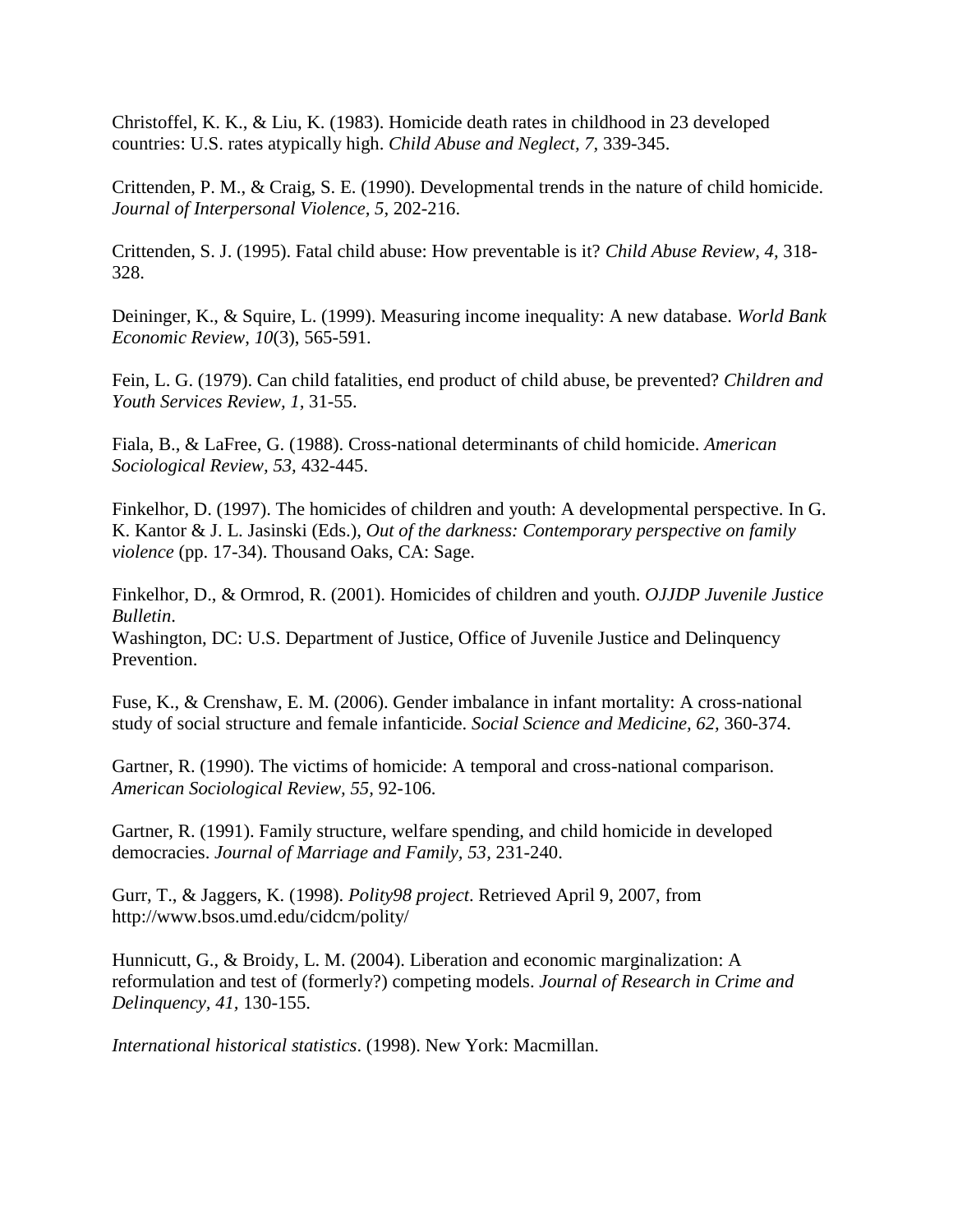Christoffel, K. K., & Liu, K. (1983). Homicide death rates in childhood in 23 developed countries: U.S. rates atypically high. *Child Abuse and Neglect, 7,* 339-345.

Crittenden, P. M., & Craig, S. E. (1990). Developmental trends in the nature of child homicide. *Journal of Interpersonal Violence, 5,* 202-216.

Crittenden, S. J. (1995). Fatal child abuse: How preventable is it? *Child Abuse Review*, *4,* 318-328.

Deininger, K., & Squire, L. (1999). Measuring income inequality: A new database. *World Bank Economic Review*, *10*(3), 565-591.

Fein, L. G. (1979). Can child fatalities, end product of child abuse, be prevented? *Children and Youth Services Review, 1,* 31-55.

Fiala, B., & LaFree, G. (1988). Cross-national determinants of child homicide. *American Sociological Review, 53,* 432-445.

Finkelhor, D. (1997). The homicides of children and youth: A developmental perspective. In G. K. Kantor & J. L. Jasinski (Eds.), *Out of the darkness: Contemporary perspective on family violence* (pp. 17-34). Thousand Oaks, CA: Sage.

Finkelhor, D., & Ormrod, R. (2001). Homicides of children and youth. *OJJDP Juvenile Justice Bulletin*.
Washington, DC: U.S. Department of Justice, Office of Juvenile Justice and Delinquency Prevention.

Fuse, K., & Crenshaw, E. M. (2006). Gender imbalance in infant mortality: A cross-national study of social structure and female infanticide. *Social Science and Medicine, 62,* 360-374.

Gartner, R. (1990). The victims of homicide: A temporal and cross-national comparison. *American Sociological Review, 55,* 92-106.

Gartner, R. (1991). Family structure, welfare spending, and child homicide in developed democracies. *Journal of Marriage and Family, 53,* 231-240.

Gurr, T., & Jaggers, K. (1998). *Polity98 project*. Retrieved April 9, 2007, from http://www.bsos.umd.edu/cidcm/polity/

Hunnicutt, G., & Broidy, L. M. (2004). Liberation and economic marginalization: A reformulation and test of (formerly?) competing models. *Journal of Research in Crime and Delinquency, 41,* 130-155.

*International historical statistics*. (1998). New York: Macmillan.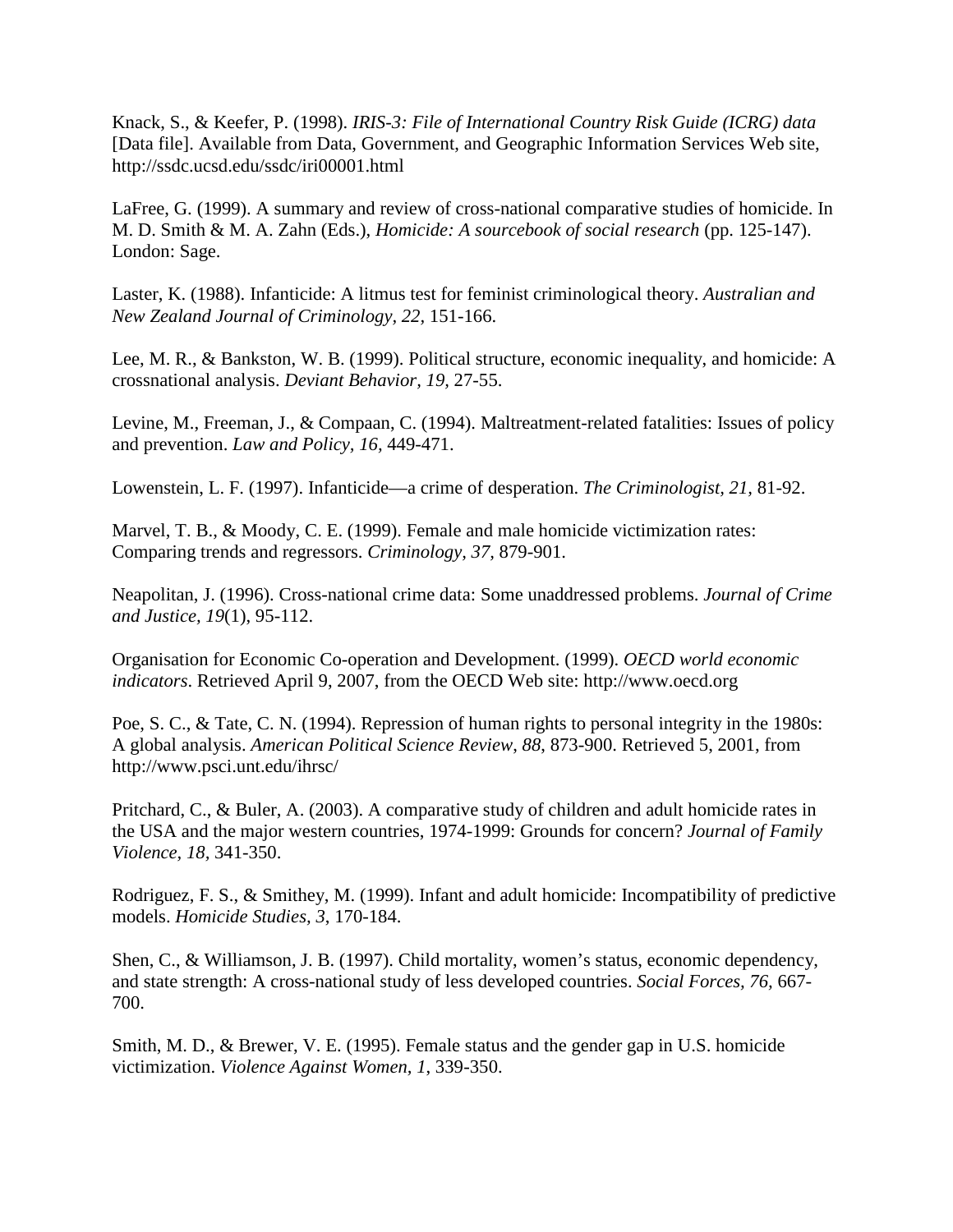Knack, S., & Keefer, P. (1998). *IRIS-3: File of International Country Risk Guide (ICRG) data* [Data file]. Available from Data, Government, and Geographic Information Services Web site, http://ssdc.ucsd.edu/ssdc/iri00001.html

LaFree, G. (1999). A summary and review of cross-national comparative studies of homicide. In M. D. Smith & M. A. Zahn (Eds.), *Homicide: A sourcebook of social research* (pp. 125-147). London: Sage.

Laster, K. (1988). Infanticide: A litmus test for feminist criminological theory. *Australian and New Zealand Journal of Criminology, 22,* 151-166.

Lee, M. R., & Bankston, W. B. (1999). Political structure, economic inequality, and homicide: A crossnational analysis. *Deviant Behavior, 19,* 27-55.

Levine, M., Freeman, J., & Compaan, C. (1994). Maltreatment-related fatalities: Issues of policy and prevention. *Law and Policy, 16,* 449-471.

Lowenstein, L. F. (1997). Infanticide—a crime of desperation. *The Criminologist, 21,* 81-92.

Marvel, T. B., & Moody, C. E. (1999). Female and male homicide victimization rates: Comparing trends and regressors. *Criminology, 37,* 879-901.

Neapolitan, J. (1996). Cross-national crime data: Some unaddressed problems. *Journal of Crime and Justice, 19*(1), 95-112.

Organisation for Economic Co-operation and Development. (1999). *OECD world economic indicators*. Retrieved April 9, 2007, from the OECD Web site: http://www.oecd.org

Poe, S. C., & Tate, C. N. (1994). Repression of human rights to personal integrity in the 1980s: A global analysis. *American Political Science Review*, *88*, 873-900. Retrieved 5, 2001, from http://www.psci.unt.edu/ihrsc/

Pritchard, C., & Buler, A. (2003). A comparative study of children and adult homicide rates in the USA and the major western countries, 1974-1999: Grounds for concern? *Journal of Family Violence*, *18,* 341-350.

Rodriguez, F. S., & Smithey, M. (1999). Infant and adult homicide: Incompatibility of predictive models. *Homicide Studies, 3*, 170-184.

Shen, C., & Williamson, J. B. (1997). Child mortality, women's status, economic dependency, and state strength: A cross-national study of less developed countries. *Social Forces, 76,* 667-700.

Smith, M. D., & Brewer, V. E. (1995). Female status and the gender gap in U.S. homicide victimization. *Violence Against Women, 1*, 339-350.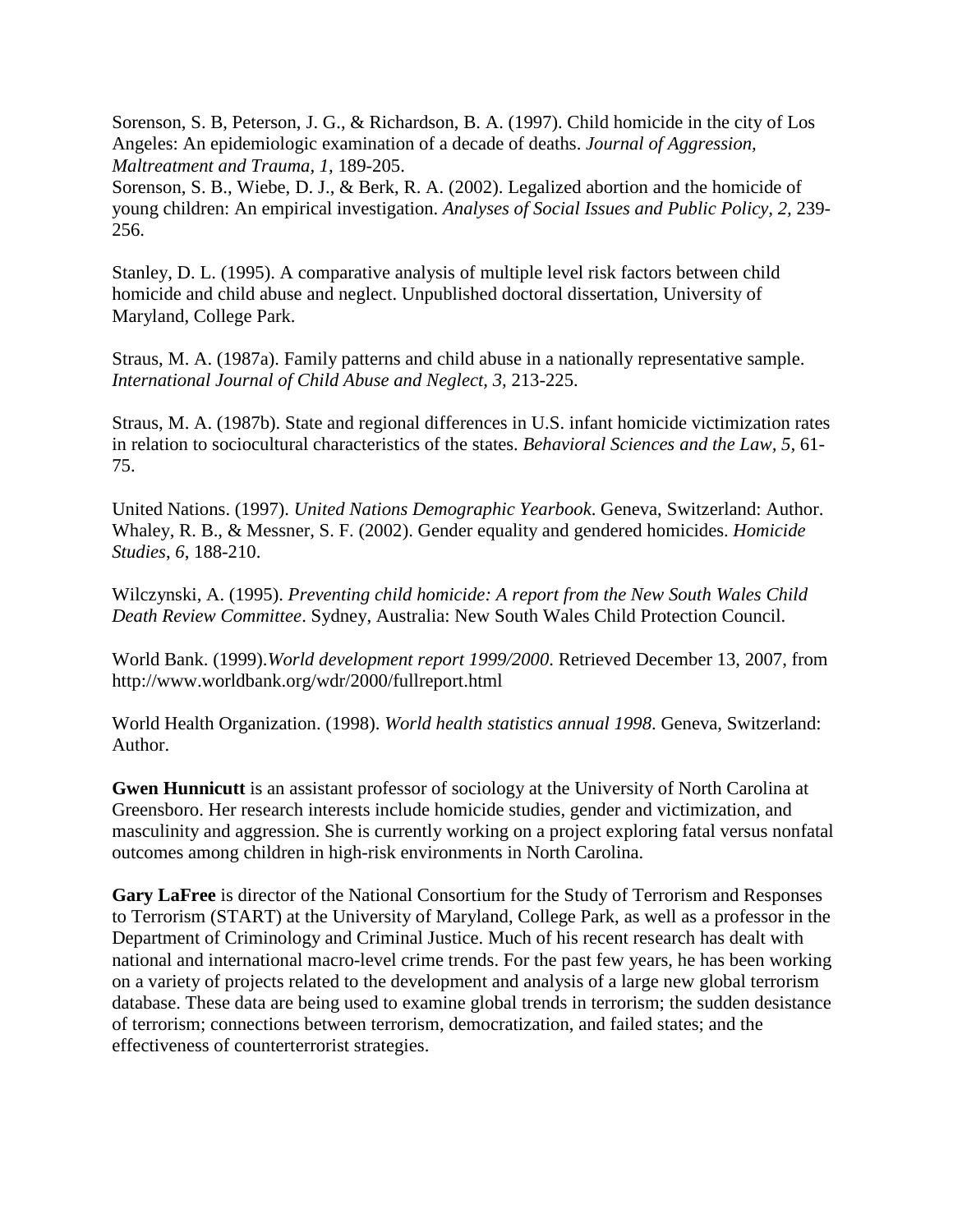Sorenson, S. B, Peterson, J. G., & Richardson, B. A. (1997). Child homicide in the city of Los Angeles: An epidemiologic examination of a decade of deaths. *Journal of Aggression, Maltreatment and Trauma, 1*, 189-205.

Sorenson, S. B., Wiebe, D. J., & Berk, R. A. (2002). Legalized abortion and the homicide of young children: An empirical investigation. *Analyses of Social Issues and Public Policy, 2*, 239-256.

Stanley, D. L. (1995). A comparative analysis of multiple level risk factors between child homicide and child abuse and neglect. Unpublished doctoral dissertation, University of Maryland, College Park.

Straus, M. A. (1987a). Family patterns and child abuse in a nationally representative sample. *International Journal of Child Abuse and Neglect, 3*, 213-225.

Straus, M. A. (1987b). State and regional differences in U.S. infant homicide victimization rates in relation to sociocultural characteristics of the states. *Behavioral Sciences and the Law, 5*, 61-75.

United Nations. (1997). *United Nations Demographic Yearbook*. Geneva, Switzerland: Author.

Whaley, R. B., & Messner, S. F. (2002). Gender equality and gendered homicides. *Homicide Studies*, *6*, 188-210.

Wilczynski, A. (1995). *Preventing child homicide: A report from the New South Wales Child Death Review Committee*. Sydney, Australia: New South Wales Child Protection Council.

World Bank. (1999).*World development report 1999/2000*. Retrieved December 13, 2007, from http://www.worldbank.org/wdr/2000/fullreport.html

World Health Organization. (1998). *World health statistics annual 1998*. Geneva, Switzerland: Author.

**Gwen Hunnicutt** is an assistant professor of sociology at the University of North Carolina at Greensboro. Her research interests include homicide studies, gender and victimization, and masculinity and aggression. She is currently working on a project exploring fatal versus nonfatal outcomes among children in high-risk environments in North Carolina.

**Gary LaFree** is director of the National Consortium for the Study of Terrorism and Responses to Terrorism (START) at the University of Maryland, College Park, as well as a professor in the Department of Criminology and Criminal Justice. Much of his recent research has dealt with national and international macro-level crime trends. For the past few years, he has been working on a variety of projects related to the development and analysis of a large new global terrorism database. These data are being used to examine global trends in terrorism; the sudden desistance of terrorism; connections between terrorism, democratization, and failed states; and the effectiveness of counterterrorist strategies.